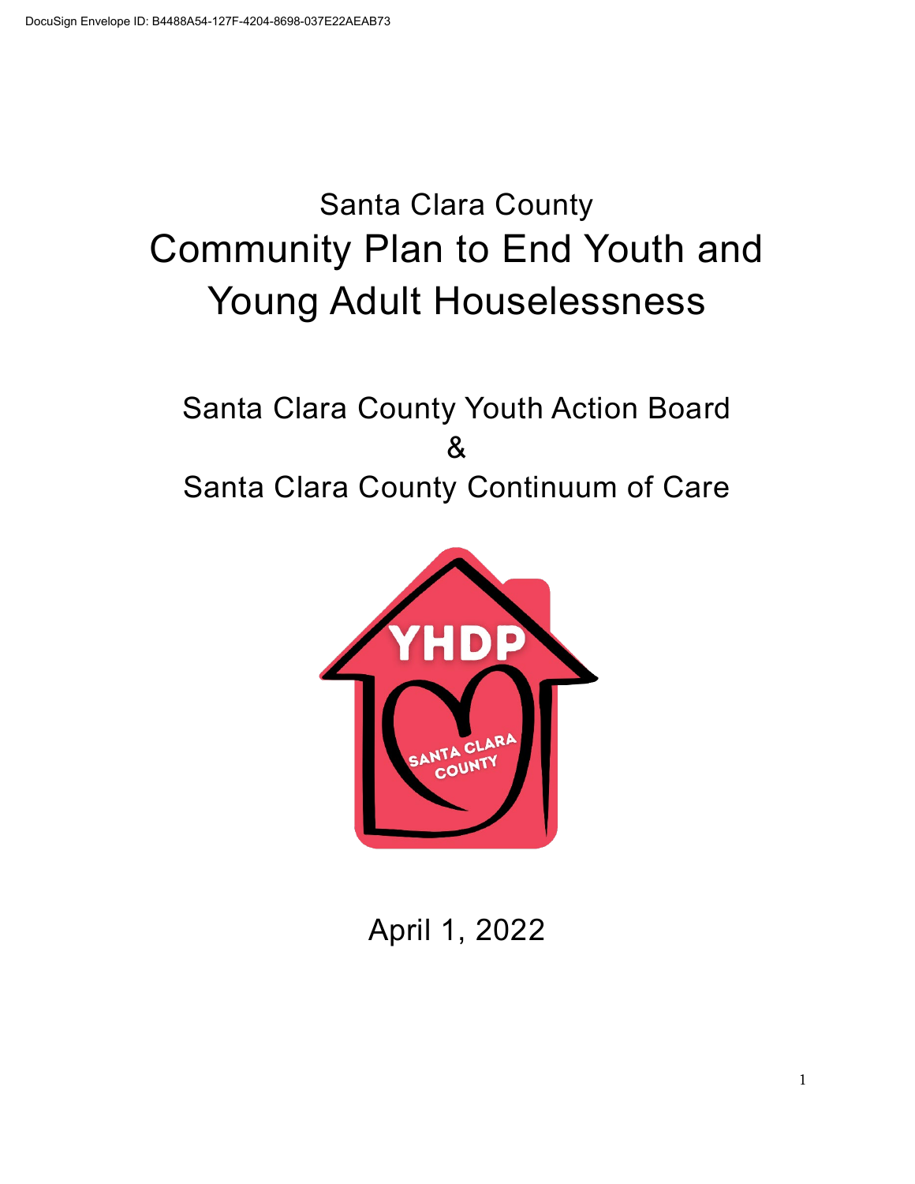DocuSign Envelope ID: B4488A54-127F-4204-8698-037E22AEAB73

# Santa Clara County
# Community Plan to End Youth and Young Adult Houselessness

## Santa Clara County Youth Action Board
## &
## Santa Clara County Continuum of Care

April 1, 2022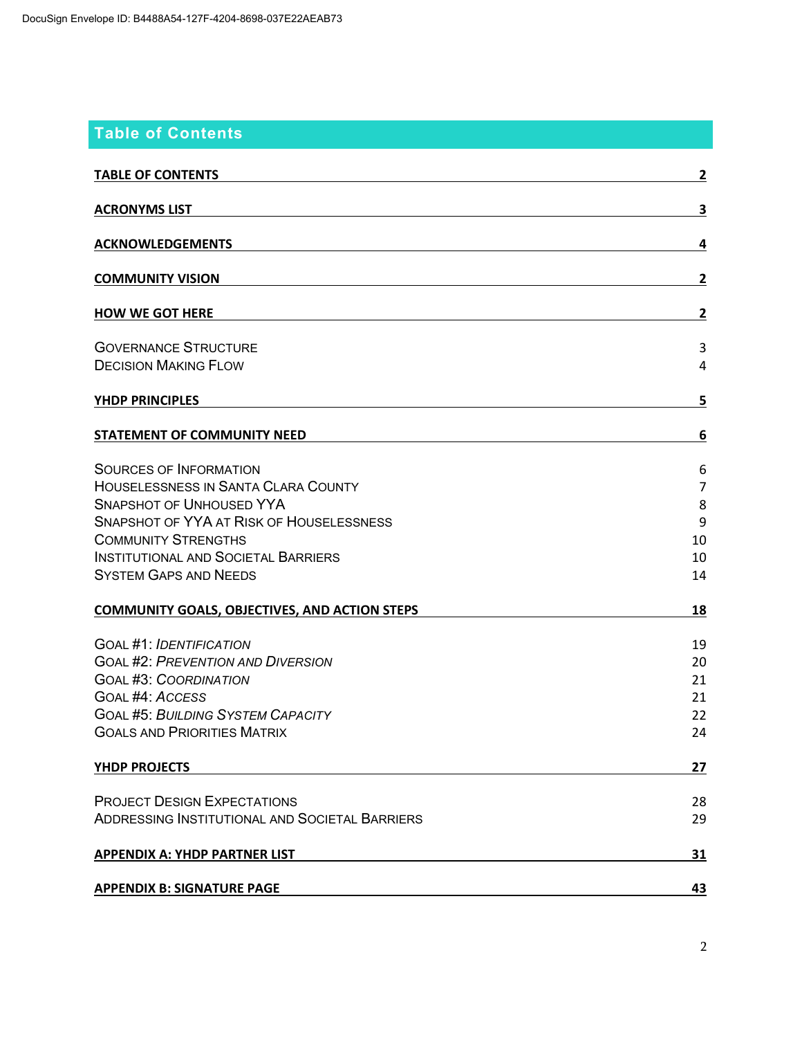## Table of Contents

| | |
|---|---|
| **TABLE OF CONTENTS** | **2** |
| **ACRONYMS LIST** | **3** |
| **ACKNOWLEDGEMENTS** | **4** |
| **COMMUNITY VISION** | **2** |
| **HOW WE GOT HERE** | **2** |
| GOVERNANCE STRUCTURE | 3 |
| DECISION MAKING FLOW | 4 |
| **YHDP PRINCIPLES** | **5** |
| **STATEMENT OF COMMUNITY NEED** | **6** |
| SOURCES OF INFORMATION | 6 |
| HOUSELESSNESS IN SANTA CLARA COUNTY | 7 |
| SNAPSHOT OF UNHOUSED YYA | 8 |
| SNAPSHOT OF YYA AT RISK OF HOUSELESSNESS | 9 |
| COMMUNITY STRENGTHS | 10 |
| INSTITUTIONAL AND SOCIETAL BARRIERS | 10 |
| SYSTEM GAPS AND NEEDS | 14 |
| **COMMUNITY GOALS, OBJECTIVES, AND ACTION STEPS** | **18** |
| GOAL #1: *IDENTIFICATION* | 19 |
| GOAL #2: *PREVENTION AND DIVERSION* | 20 |
| GOAL #3: *COORDINATION* | 21 |
| GOAL #4: *ACCESS* | 21 |
| GOAL #5: *BUILDING SYSTEM CAPACITY* | 22 |
| GOALS AND PRIORITIES MATRIX | 24 |
| **YHDP PROJECTS** | **27** |
| PROJECT DESIGN EXPECTATIONS | 28 |
| ADDRESSING INSTITUTIONAL AND SOCIETAL BARRIERS | 29 |
| **APPENDIX A: YHDP PARTNER LIST** | **31** |
| **APPENDIX B: SIGNATURE PAGE** | **43** |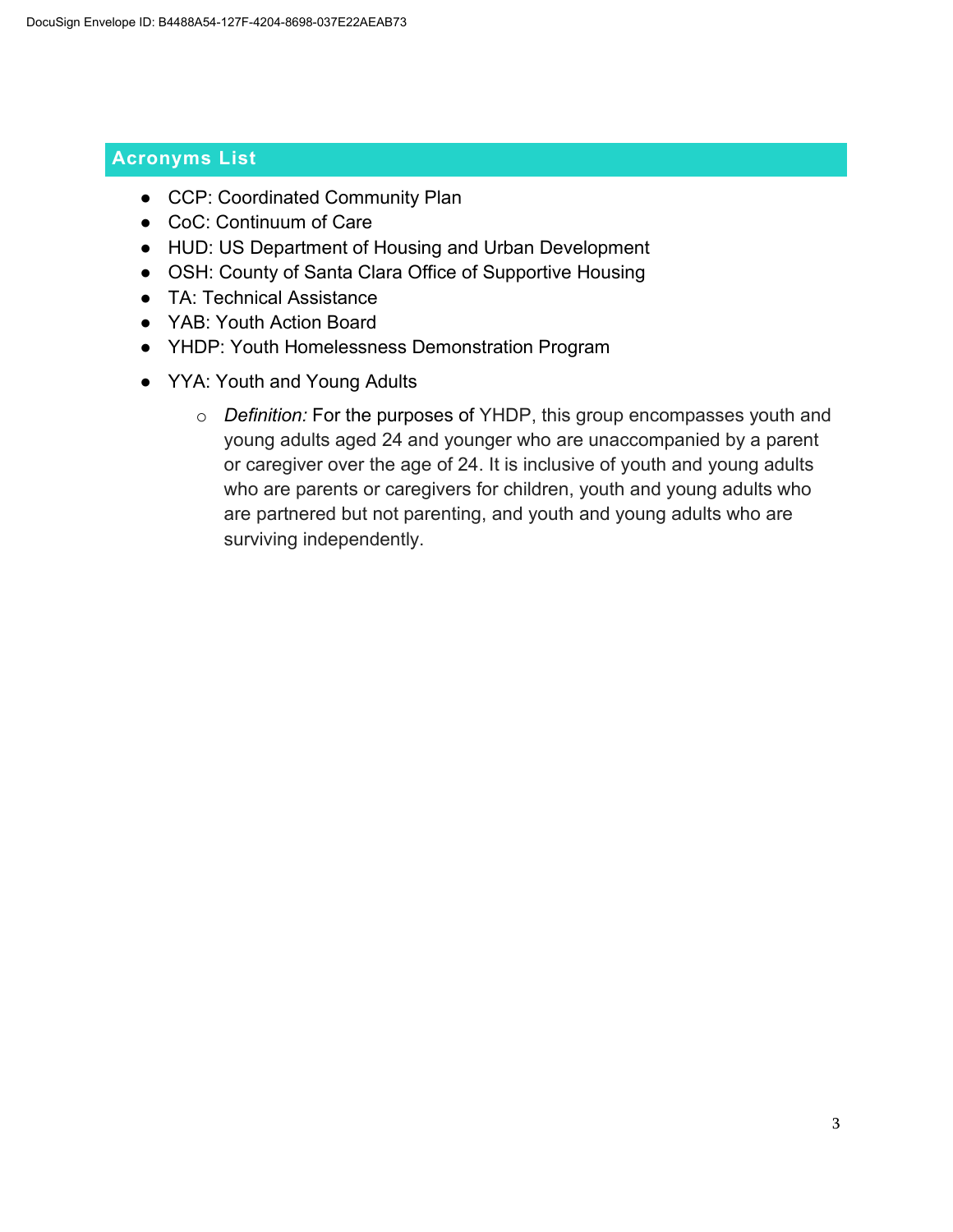## Acronyms List

- CCP: Coordinated Community Plan
- CoC: Continuum of Care
- HUD: US Department of Housing and Urban Development
- OSH: County of Santa Clara Office of Supportive Housing
- TA: Technical Assistance
- YAB: Youth Action Board
- YHDP: Youth Homelessness Demonstration Program
- YYA: Youth and Young Adults
  - *Definition:* For the purposes of YHDP, this group encompasses youth and young adults aged 24 and younger who are unaccompanied by a parent or caregiver over the age of 24. It is inclusive of youth and young adults who are parents or caregivers for children, youth and young adults who are partnered but not parenting, and youth and young adults who are surviving independently.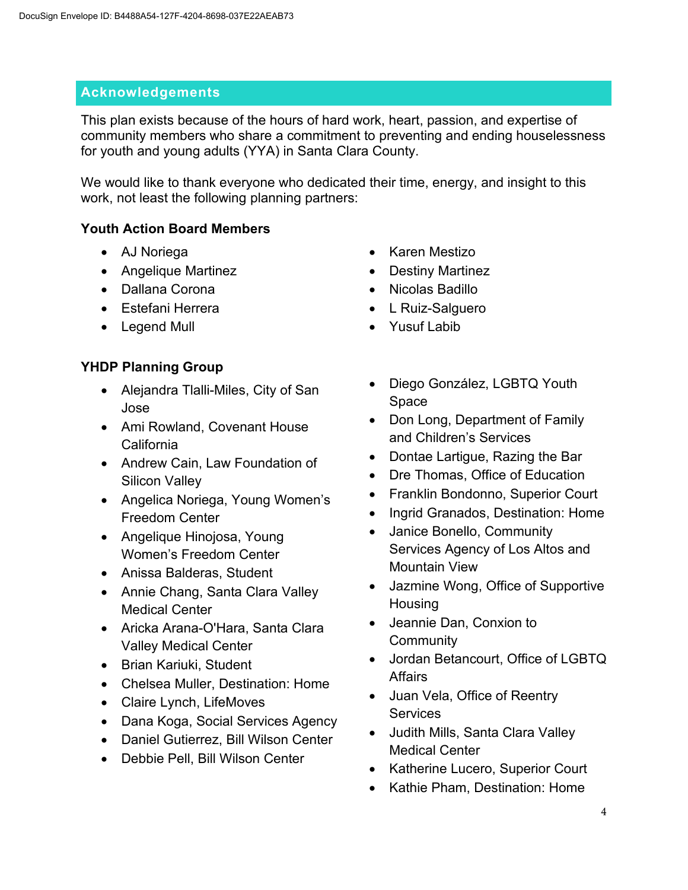## Acknowledgements

This plan exists because of the hours of hard work, heart, passion, and expertise of community members who share a commitment to preventing and ending houselessness for youth and young adults (YYA) in Santa Clara County.

We would like to thank everyone who dedicated their time, energy, and insight to this work, not least the following planning partners:

### Youth Action Board Members

- AJ Noriega
- Angelique Martinez
- Dallana Corona
- Estefani Herrera
- Legend Mull
- Karen Mestizo
- Destiny Martinez
- Nicolas Badillo
- L Ruiz-Salguero
- Yusuf Labib

### YHDP Planning Group

- Alejandra Tlalli-Miles, City of San Jose
- Ami Rowland, Covenant House California
- Andrew Cain, Law Foundation of Silicon Valley
- Angelica Noriega, Young Women's Freedom Center
- Angelique Hinojosa, Young Women's Freedom Center
- Anissa Balderas, Student
- Annie Chang, Santa Clara Valley Medical Center
- Aricka Arana-O'Hara, Santa Clara Valley Medical Center
- Brian Kariuki, Student
- Chelsea Muller, Destination: Home
- Claire Lynch, LifeMoves
- Dana Koga, Social Services Agency
- Daniel Gutierrez, Bill Wilson Center
- Debbie Pell, Bill Wilson Center
- Diego González, LGBTQ Youth Space
- Don Long, Department of Family and Children's Services
- Dontae Lartigue, Razing the Bar
- Dre Thomas, Office of Education
- Franklin Bondonno, Superior Court
- Ingrid Granados, Destination: Home
- Janice Bonello, Community Services Agency of Los Altos and Mountain View
- Jazmine Wong, Office of Supportive Housing
- Jeannie Dan, Conxion to Community
- Jordan Betancourt, Office of LGBTQ Affairs
- Juan Vela, Office of Reentry Services
- Judith Mills, Santa Clara Valley Medical Center
- Katherine Lucero, Superior Court
- Kathie Pham, Destination: Home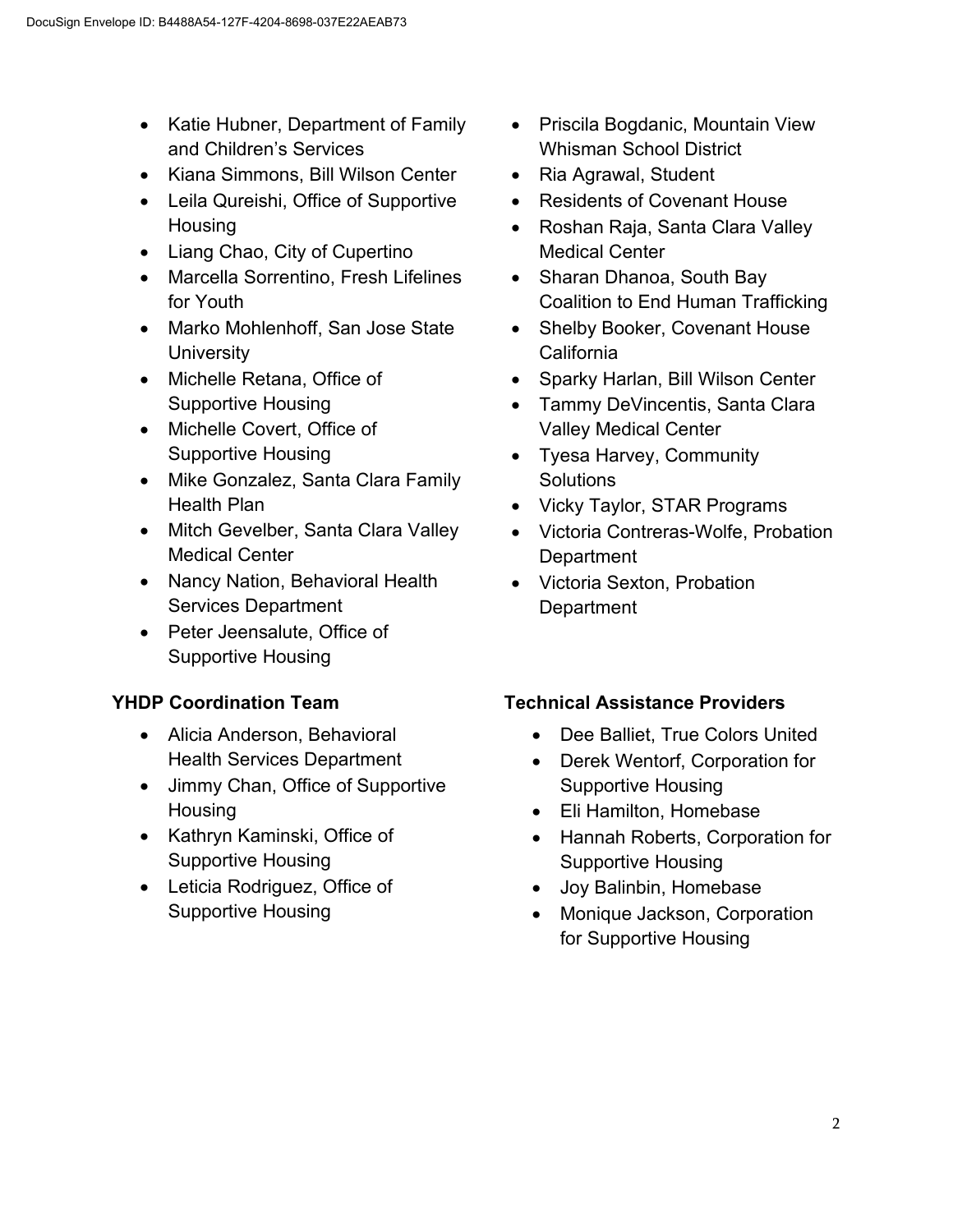- Katie Hubner, Department of Family and Children's Services
- Kiana Simmons, Bill Wilson Center
- Leila Qureishi, Office of Supportive Housing
- Liang Chao, City of Cupertino
- Marcella Sorrentino, Fresh Lifelines for Youth
- Marko Mohlenhoff, San Jose State University
- Michelle Retana, Office of Supportive Housing
- Michelle Covert, Office of Supportive Housing
- Mike Gonzalez, Santa Clara Family Health Plan
- Mitch Gevelber, Santa Clara Valley Medical Center
- Nancy Nation, Behavioral Health Services Department
- Peter Jeensalute, Office of Supportive Housing
- Priscila Bogdanic, Mountain View Whisman School District
- Ria Agrawal, Student
- Residents of Covenant House
- Roshan Raja, Santa Clara Valley Medical Center
- Sharan Dhanoa, South Bay Coalition to End Human Trafficking
- Shelby Booker, Covenant House California
- Sparky Harlan, Bill Wilson Center
- Tammy DeVincentis, Santa Clara Valley Medical Center
- Tyesa Harvey, Community Solutions
- Vicky Taylor, STAR Programs
- Victoria Contreras-Wolfe, Probation Department
- Victoria Sexton, Probation Department

**YHDP Coordination Team**

- Alicia Anderson, Behavioral Health Services Department
- Jimmy Chan, Office of Supportive Housing
- Kathryn Kaminski, Office of Supportive Housing
- Leticia Rodriguez, Office of Supportive Housing

**Technical Assistance Providers**

- Dee Balliet, True Colors United
- Derek Wentorf, Corporation for Supportive Housing
- Eli Hamilton, Homebase
- Hannah Roberts, Corporation for Supportive Housing
- Joy Balinbin, Homebase
- Monique Jackson, Corporation for Supportive Housing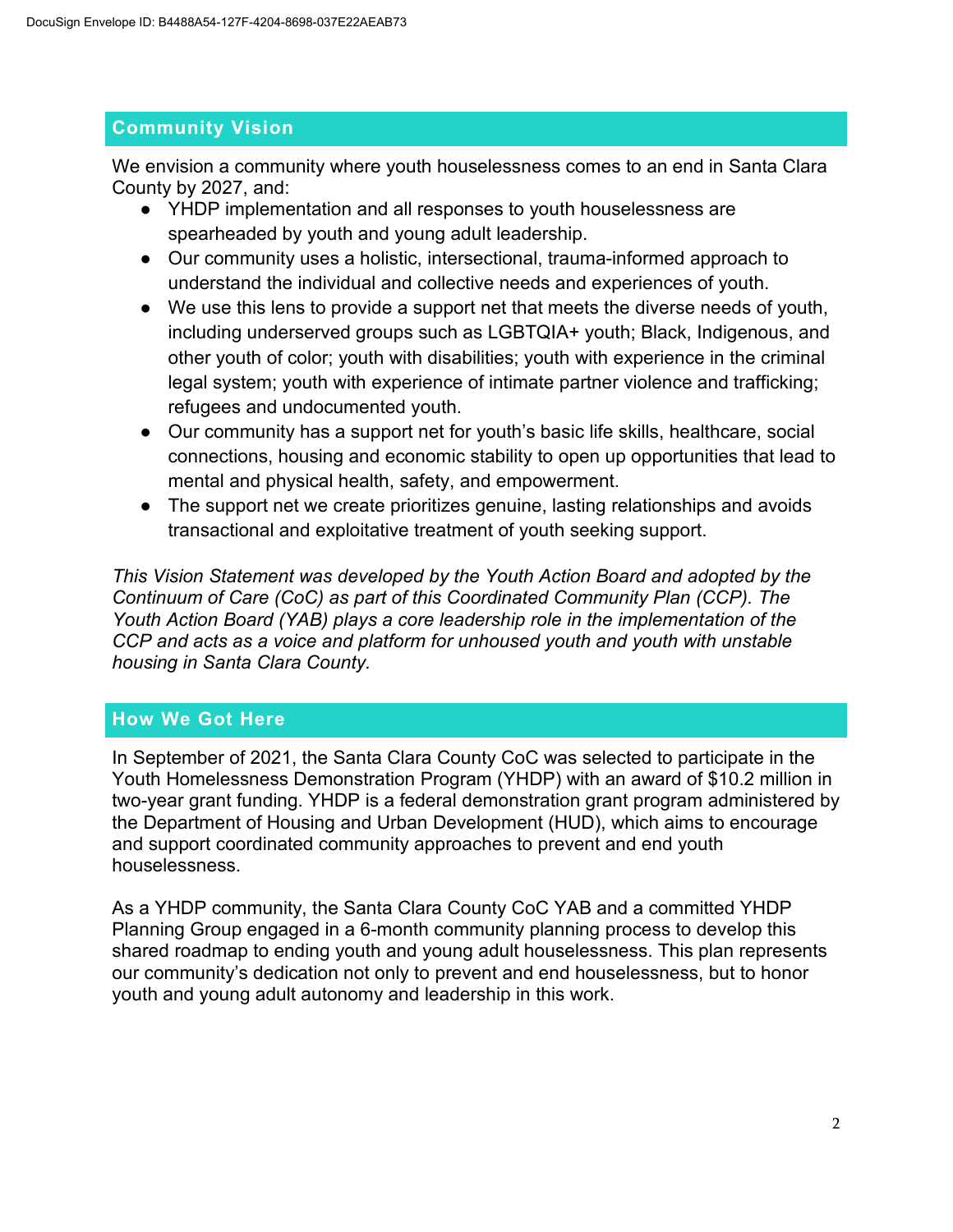## Community Vision

We envision a community where youth houselessness comes to an end in Santa Clara County by 2027, and:

- YHDP implementation and all responses to youth houselessness are spearheaded by youth and young adult leadership.
- Our community uses a holistic, intersectional, trauma-informed approach to understand the individual and collective needs and experiences of youth.
- We use this lens to provide a support net that meets the diverse needs of youth, including underserved groups such as LGBTQIA+ youth; Black, Indigenous, and other youth of color; youth with disabilities; youth with experience in the criminal legal system; youth with experience of intimate partner violence and trafficking; refugees and undocumented youth.
- Our community has a support net for youth's basic life skills, healthcare, social connections, housing and economic stability to open up opportunities that lead to mental and physical health, safety, and empowerment.
- The support net we create prioritizes genuine, lasting relationships and avoids transactional and exploitative treatment of youth seeking support.

*This Vision Statement was developed by the Youth Action Board and adopted by the Continuum of Care (CoC) as part of this Coordinated Community Plan (CCP). The Youth Action Board (YAB) plays a core leadership role in the implementation of the CCP and acts as a voice and platform for unhoused youth and youth with unstable housing in Santa Clara County.*

## How We Got Here

In September of 2021, the Santa Clara County CoC was selected to participate in the Youth Homelessness Demonstration Program (YHDP) with an award of $10.2 million in two-year grant funding. YHDP is a federal demonstration grant program administered by the Department of Housing and Urban Development (HUD), which aims to encourage and support coordinated community approaches to prevent and end youth houselessness.

As a YHDP community, the Santa Clara County CoC YAB and a committed YHDP Planning Group engaged in a 6-month community planning process to develop this shared roadmap to ending youth and young adult houselessness. This plan represents our community's dedication not only to prevent and end houselessness, but to honor youth and young adult autonomy and leadership in this work.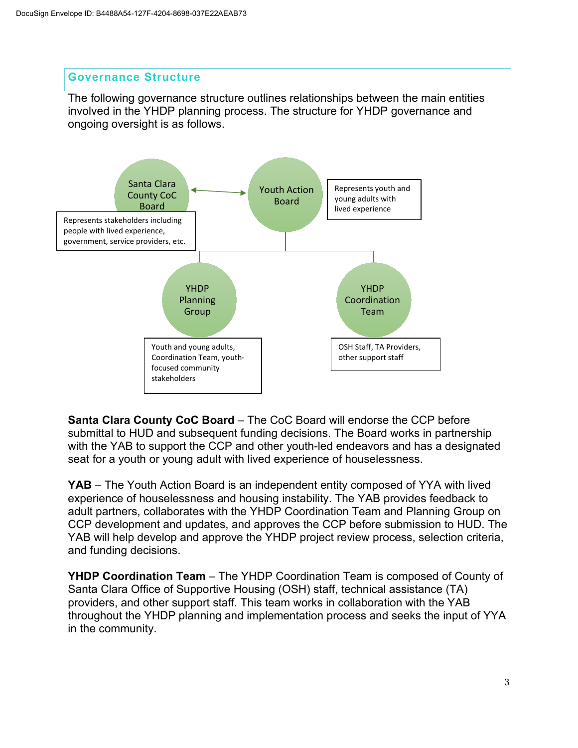## Governance Structure

The following governance structure outlines relationships between the main entities involved in the YHDP planning process. The structure for YHDP governance and ongoing oversight is as follows.

Santa Clara County CoC Board

Represents stakeholders including people with lived experience, government, service providers, etc.

Youth Action Board

Represents youth and young adults with lived experience

YHDP Planning Group

Youth and young adults, Coordination Team, youth-focused community stakeholders

YHDP Coordination Team

OSH Staff, TA Providers, other support staff

**Santa Clara County CoC Board** – The CoC Board will endorse the CCP before submittal to HUD and subsequent funding decisions. The Board works in partnership with the YAB to support the CCP and other youth-led endeavors and has a designated seat for a youth or young adult with lived experience of houselessness.

**YAB** – The Youth Action Board is an independent entity composed of YYA with lived experience of houselessness and housing instability. The YAB provides feedback to adult partners, collaborates with the YHDP Coordination Team and Planning Group on CCP development and updates, and approves the CCP before submission to HUD. The YAB will help develop and approve the YHDP project review process, selection criteria, and funding decisions.

**YHDP Coordination Team** – The YHDP Coordination Team is composed of County of Santa Clara Office of Supportive Housing (OSH) staff, technical assistance (TA) providers, and other support staff. This team works in collaboration with the YAB throughout the YHDP planning and implementation process and seeks the input of YYA in the community.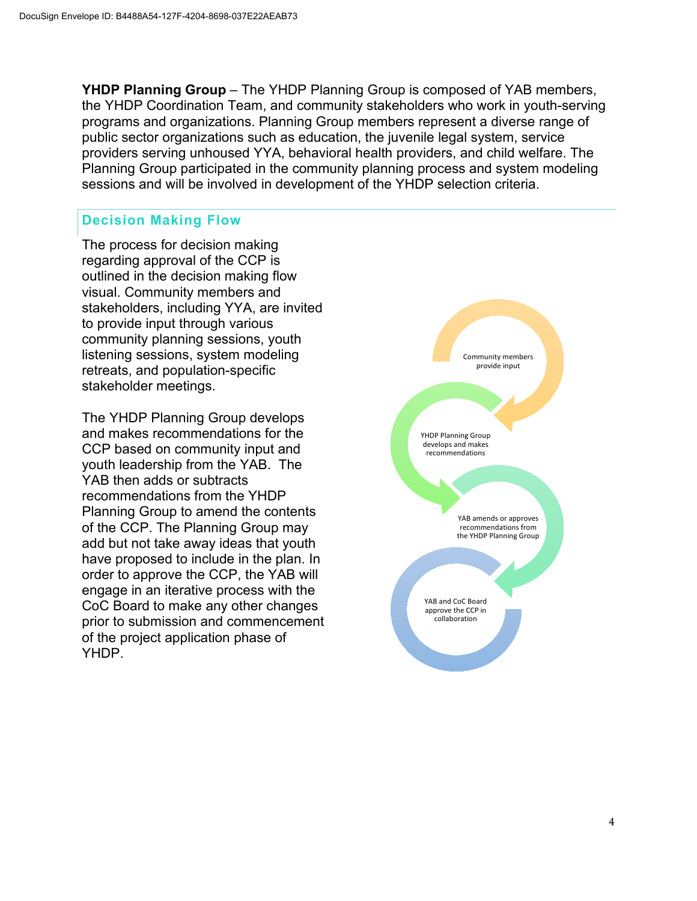**YHDP Planning Group** – The YHDP Planning Group is composed of YAB members, the YHDP Coordination Team, and community stakeholders who work in youth-serving programs and organizations. Planning Group members represent a diverse range of public sector organizations such as education, the juvenile legal system, service providers serving unhoused YYA, behavioral health providers, and child welfare. The Planning Group participated in the community planning process and system modeling sessions and will be involved in development of the YHDP selection criteria.

## Decision Making Flow

The process for decision making regarding approval of the CCP is outlined in the decision making flow visual. Community members and stakeholders, including YYA, are invited to provide input through various community planning sessions, youth listening sessions, system modeling retreats, and population-specific stakeholder meetings.

The YHDP Planning Group develops and makes recommendations for the CCP based on community input and youth leadership from the YAB. The YAB then adds or subtracts recommendations from the YHDP Planning Group to amend the contents of the CCP. The Planning Group may add but not take away ideas that youth have proposed to include in the plan. In order to approve the CCP, the YAB will engage in an iterative process with the CoC Board to make any other changes prior to submission and commencement of the project application phase of YHDP.

Community members provide input

YHDP Planning Group develops and makes recommendations

YAB amends or approves recommendations from the YHDP Planning Group

YAB and CoC Board approve the CCP in collaboration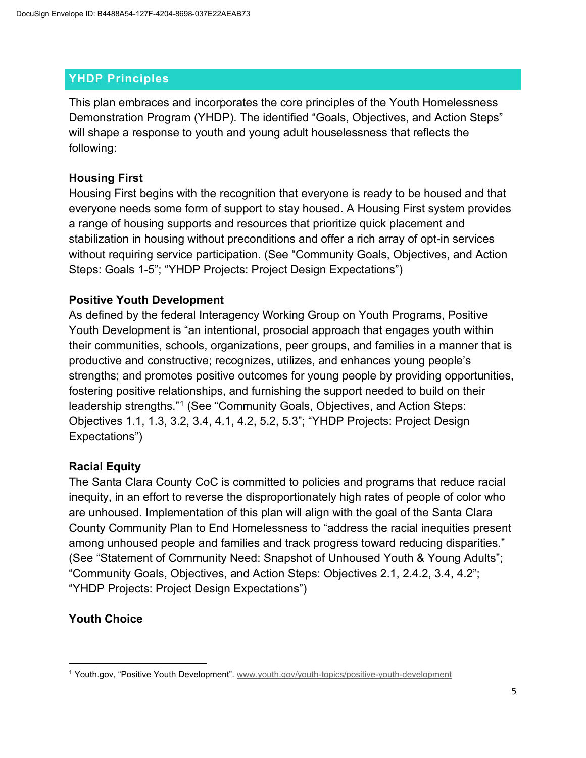## YHDP Principles

This plan embraces and incorporates the core principles of the Youth Homelessness Demonstration Program (YHDP). The identified "Goals, Objectives, and Action Steps" will shape a response to youth and young adult houselessness that reflects the following:

**Housing First**
Housing First begins with the recognition that everyone is ready to be housed and that everyone needs some form of support to stay housed. A Housing First system provides a range of housing supports and resources that prioritize quick placement and stabilization in housing without preconditions and offer a rich array of opt-in services without requiring service participation. (See "Community Goals, Objectives, and Action Steps: Goals 1-5"; "YHDP Projects: Project Design Expectations")

**Positive Youth Development**
As defined by the federal Interagency Working Group on Youth Programs, Positive Youth Development is "an intentional, prosocial approach that engages youth within their communities, schools, organizations, peer groups, and families in a manner that is productive and constructive; recognizes, utilizes, and enhances young people's strengths; and promotes positive outcomes for young people by providing opportunities, fostering positive relationships, and furnishing the support needed to build on their leadership strengths."[1] (See "Community Goals, Objectives, and Action Steps: Objectives 1.1, 1.3, 3.2, 3.4, 4.1, 4.2, 5.2, 5.3"; "YHDP Projects: Project Design Expectations")

**Racial Equity**
The Santa Clara County CoC is committed to policies and programs that reduce racial inequity, in an effort to reverse the disproportionately high rates of people of color who are unhoused. Implementation of this plan will align with the goal of the Santa Clara County Community Plan to End Homelessness to "address the racial inequities present among unhoused people and families and track progress toward reducing disparities." (See "Statement of Community Need: Snapshot of Unhoused Youth & Young Adults"; "Community Goals, Objectives, and Action Steps: Objectives 2.1, 2.4.2, 3.4, 4.2"; "YHDP Projects: Project Design Expectations")

**Youth Choice**

---

[1] Youth.gov, "Positive Youth Development". www.youth.gov/youth-topics/positive-youth-development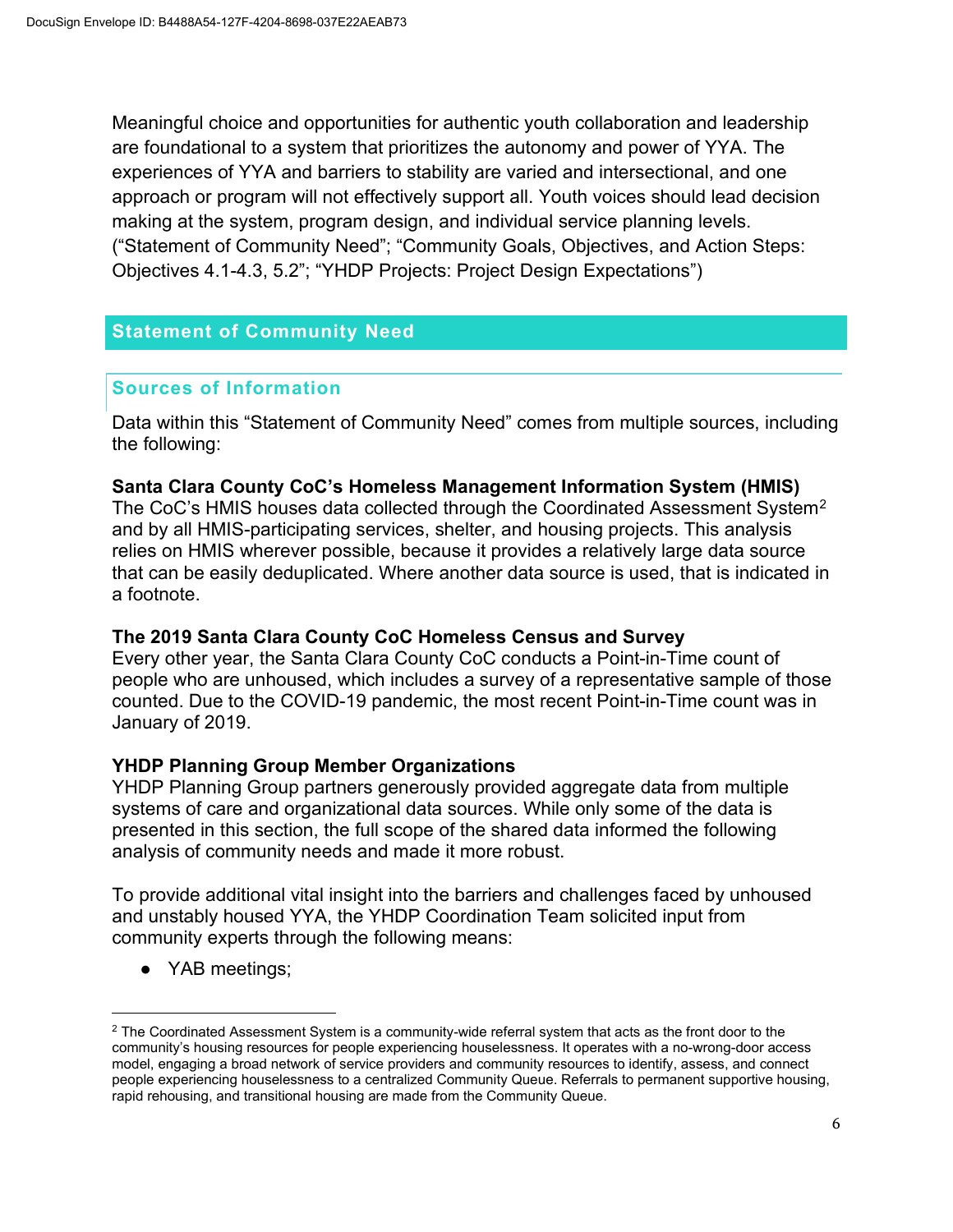Meaningful choice and opportunities for authentic youth collaboration and leadership are foundational to a system that prioritizes the autonomy and power of YYA. The experiences of YYA and barriers to stability are varied and intersectional, and one approach or program will not effectively support all. Youth voices should lead decision making at the system, program design, and individual service planning levels. ("Statement of Community Need"; "Community Goals, Objectives, and Action Steps: Objectives 4.1-4.3, 5.2"; "YHDP Projects: Project Design Expectations")

## Statement of Community Need

### Sources of Information

Data within this "Statement of Community Need" comes from multiple sources, including the following:

**Santa Clara County CoC's Homeless Management Information System (HMIS)**
The CoC's HMIS houses data collected through the Coordinated Assessment System[2] and by all HMIS-participating services, shelter, and housing projects. This analysis relies on HMIS wherever possible, because it provides a relatively large data source that can be easily deduplicated. Where another data source is used, that is indicated in a footnote.

**The 2019 Santa Clara County CoC Homeless Census and Survey**
Every other year, the Santa Clara County CoC conducts a Point-in-Time count of people who are unhoused, which includes a survey of a representative sample of those counted. Due to the COVID-19 pandemic, the most recent Point-in-Time count was in January of 2019.

**YHDP Planning Group Member Organizations**
YHDP Planning Group partners generously provided aggregate data from multiple systems of care and organizational data sources. While only some of the data is presented in this section, the full scope of the shared data informed the following analysis of community needs and made it more robust.

To provide additional vital insight into the barriers and challenges faced by unhoused and unstably housed YYA, the YHDP Coordination Team solicited input from community experts through the following means:

- YAB meetings;

[2] The Coordinated Assessment System is a community-wide referral system that acts as the front door to the community's housing resources for people experiencing houselessness. It operates with a no-wrong-door access model, engaging a broad network of service providers and community resources to identify, assess, and connect people experiencing houselessness to a centralized Community Queue. Referrals to permanent supportive housing, rapid rehousing, and transitional housing are made from the Community Queue.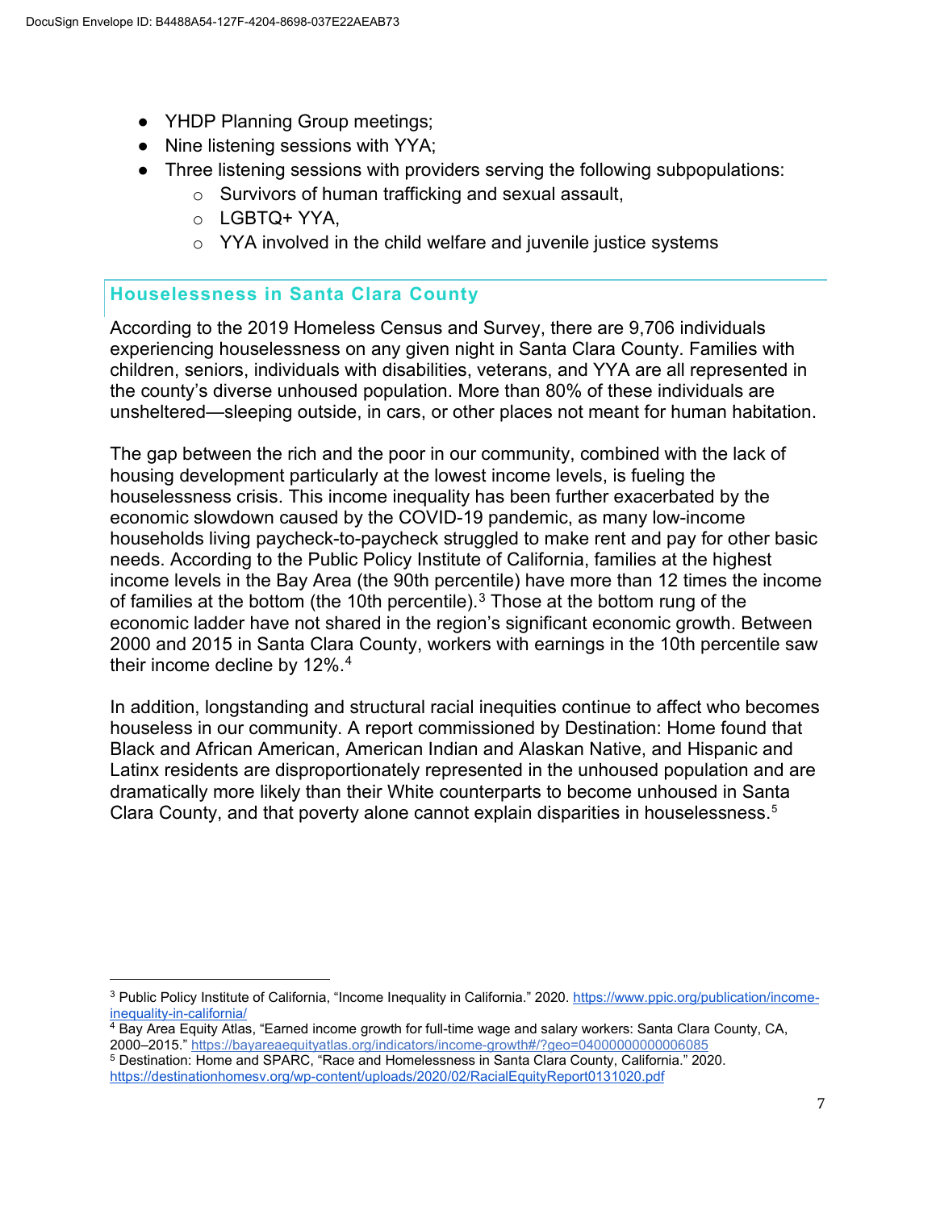- YHDP Planning Group meetings;
- Nine listening sessions with YYA;
- Three listening sessions with providers serving the following subpopulations:
  - Survivors of human trafficking and sexual assault,
  - LGBTQ+ YYA,
  - YYA involved in the child welfare and juvenile justice systems

## Houselessness in Santa Clara County

According to the 2019 Homeless Census and Survey, there are 9,706 individuals experiencing houselessness on any given night in Santa Clara County. Families with children, seniors, individuals with disabilities, veterans, and YYA are all represented in the county's diverse unhoused population. More than 80% of these individuals are unsheltered—sleeping outside, in cars, or other places not meant for human habitation.

The gap between the rich and the poor in our community, combined with the lack of housing development particularly at the lowest income levels, is fueling the houselessness crisis. This income inequality has been further exacerbated by the economic slowdown caused by the COVID-19 pandemic, as many low-income households living paycheck-to-paycheck struggled to make rent and pay for other basic needs. According to the Public Policy Institute of California, families at the highest income levels in the Bay Area (the 90th percentile) have more than 12 times the income of families at the bottom (the 10th percentile).[3] Those at the bottom rung of the economic ladder have not shared in the region's significant economic growth. Between 2000 and 2015 in Santa Clara County, workers with earnings in the 10th percentile saw their income decline by 12%.[4]

In addition, longstanding and structural racial inequities continue to affect who becomes houseless in our community. A report commissioned by Destination: Home found that Black and African American, American Indian and Alaskan Native, and Hispanic and Latinx residents are disproportionately represented in the unhoused population and are dramatically more likely than their White counterparts to become unhoused in Santa Clara County, and that poverty alone cannot explain disparities in houselessness.[5]

---

[3] Public Policy Institute of California, "Income Inequality in California." 2020. https://www.ppic.org/publication/income-inequality-in-california/

[4] Bay Area Equity Atlas, "Earned income growth for full-time wage and salary workers: Santa Clara County, CA, 2000–2015." https://bayareaequityatlas.org/indicators/income-growth#/?geo=04000000000006085

[5] Destination: Home and SPARC, "Race and Homelessness in Santa Clara County, California." 2020. https://destinationhomesv.org/wp-content/uploads/2020/02/RacialEquityReport0131020.pdf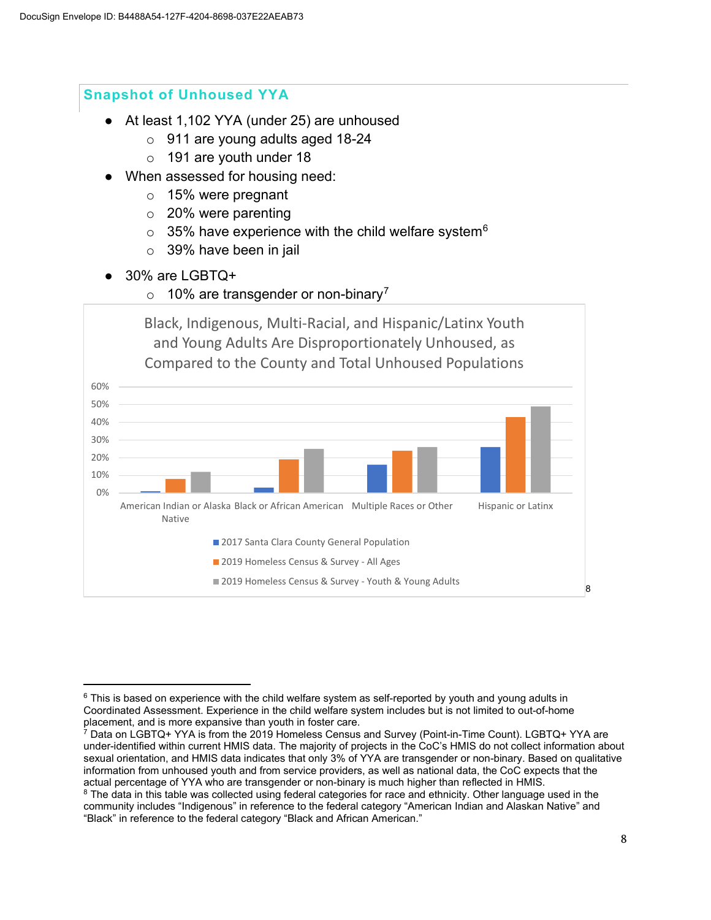## Snapshot of Unhoused YYA

- At least 1,102 YYA (under 25) are unhoused
  - 911 are young adults aged 18-24
  - 191 are youth under 18
- When assessed for housing need:
  - 15% were pregnant
  - 20% were parenting
  - 35% have experience with the child welfare system[6]
  - 39% have been in jail
- 30% are LGBTQ+
  - 10% are transgender or non-binary[7]

**Black, Indigenous, Multi-Racial, and Hispanic/Latinx Youth and Young Adults Are Disproportionately Unhoused, as Compared to the County and Total Unhoused Populations**[8]

| | 2017 Santa Clara County General Population | 2019 Homeless Census & Survey - All Ages | 2019 Homeless Census & Survey - Youth & Young Adults |
|---|---|---|---|
| American Indian or Alaska Native | ~1% | ~8% | ~12% |
| Black or African American | ~3% | ~19% | ~25% |
| Multiple Races or Other | ~16% | ~24% | ~26% |
| Hispanic or Latinx | ~26% | ~43% | ~49% |

---

[6] This is based on experience with the child welfare system as self-reported by youth and young adults in Coordinated Assessment. Experience in the child welfare system includes but is not limited to out-of-home placement, and is more expansive than youth in foster care.

[7] Data on LGBTQ+ YYA is from the 2019 Homeless Census and Survey (Point-in-Time Count). LGBTQ+ YYA are under-identified within current HMIS data. The majority of projects in the CoC's HMIS do not collect information about sexual orientation, and HMIS data indicates that only 3% of YYA are transgender or non-binary. Based on qualitative information from unhoused youth and from service providers, as well as national data, the CoC expects that the actual percentage of YYA who are transgender or non-binary is much higher than reflected in HMIS.

[8] The data in this table was collected using federal categories for race and ethnicity. Other language used in the community includes "Indigenous" in reference to the federal category "American Indian and Alaskan Native" and "Black" in reference to the federal category "Black and African American."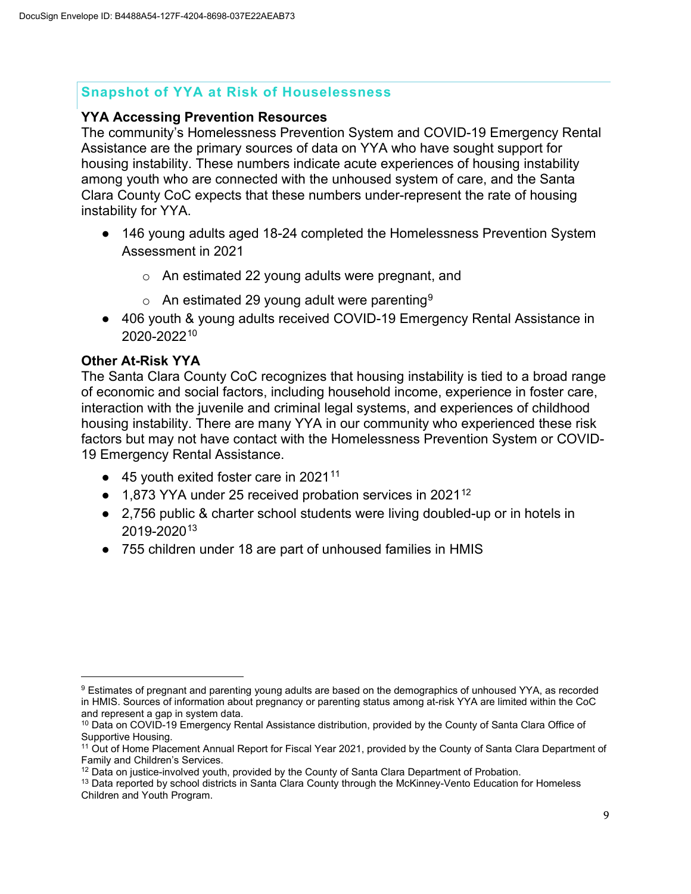## Snapshot of YYA at Risk of Houselessness

### YYA Accessing Prevention Resources

The community's Homelessness Prevention System and COVID-19 Emergency Rental Assistance are the primary sources of data on YYA who have sought support for housing instability. These numbers indicate acute experiences of housing instability among youth who are connected with the unhoused system of care, and the Santa Clara County CoC expects that these numbers under-represent the rate of housing instability for YYA.

- 146 young adults aged 18-24 completed the Homelessness Prevention System Assessment in 2021
  - An estimated 22 young adults were pregnant, and
  - An estimated 29 young adult were parenting[9]
- 406 youth & young adults received COVID-19 Emergency Rental Assistance in 2020-2022[10]

### Other At-Risk YYA

The Santa Clara County CoC recognizes that housing instability is tied to a broad range of economic and social factors, including household income, experience in foster care, interaction with the juvenile and criminal legal systems, and experiences of childhood housing instability. There are many YYA in our community who experienced these risk factors but may not have contact with the Homelessness Prevention System or COVID-19 Emergency Rental Assistance.

- 45 youth exited foster care in 2021[11]
- 1,873 YYA under 25 received probation services in 2021[12]
- 2,756 public & charter school students were living doubled-up or in hotels in 2019-2020[13]
- 755 children under 18 are part of unhoused families in HMIS

---

[9] Estimates of pregnant and parenting young adults are based on the demographics of unhoused YYA, as recorded in HMIS. Sources of information about pregnancy or parenting status among at-risk YYA are limited within the CoC and represent a gap in system data.

[10] Data on COVID-19 Emergency Rental Assistance distribution, provided by the County of Santa Clara Office of Supportive Housing.

[11] Out of Home Placement Annual Report for Fiscal Year 2021, provided by the County of Santa Clara Department of Family and Children's Services.

[12] Data on justice-involved youth, provided by the County of Santa Clara Department of Probation.

[13] Data reported by school districts in Santa Clara County through the McKinney-Vento Education for Homeless Children and Youth Program.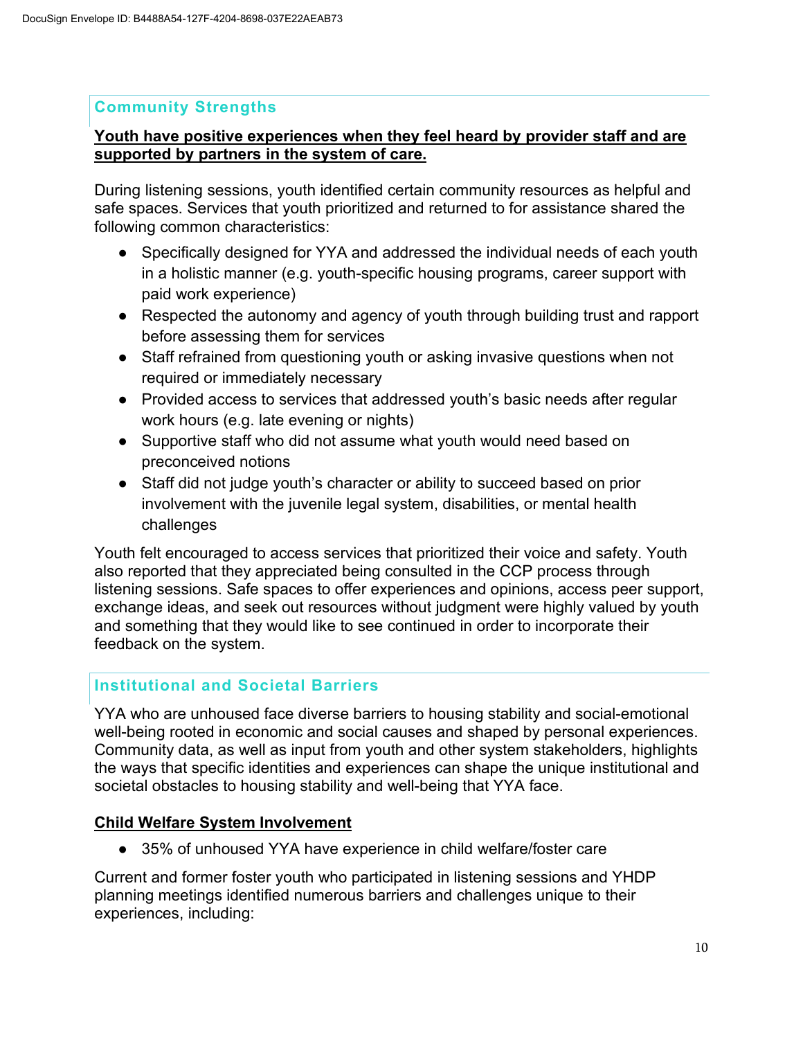## Community Strengths

**Youth have positive experiences when they feel heard by provider staff and are supported by partners in the system of care.**

During listening sessions, youth identified certain community resources as helpful and safe spaces. Services that youth prioritized and returned to for assistance shared the following common characteristics:

- Specifically designed for YYA and addressed the individual needs of each youth in a holistic manner (e.g. youth-specific housing programs, career support with paid work experience)
- Respected the autonomy and agency of youth through building trust and rapport before assessing them for services
- Staff refrained from questioning youth or asking invasive questions when not required or immediately necessary
- Provided access to services that addressed youth's basic needs after regular work hours (e.g. late evening or nights)
- Supportive staff who did not assume what youth would need based on preconceived notions
- Staff did not judge youth's character or ability to succeed based on prior involvement with the juvenile legal system, disabilities, or mental health challenges

Youth felt encouraged to access services that prioritized their voice and safety. Youth also reported that they appreciated being consulted in the CCP process through listening sessions. Safe spaces to offer experiences and opinions, access peer support, exchange ideas, and seek out resources without judgment were highly valued by youth and something that they would like to see continued in order to incorporate their feedback on the system.

## Institutional and Societal Barriers

YYA who are unhoused face diverse barriers to housing stability and social-emotional well-being rooted in economic and social causes and shaped by personal experiences. Community data, as well as input from youth and other system stakeholders, highlights the ways that specific identities and experiences can shape the unique institutional and societal obstacles to housing stability and well-being that YYA face.

**Child Welfare System Involvement**

- 35% of unhoused YYA have experience in child welfare/foster care

Current and former foster youth who participated in listening sessions and YHDP planning meetings identified numerous barriers and challenges unique to their experiences, including: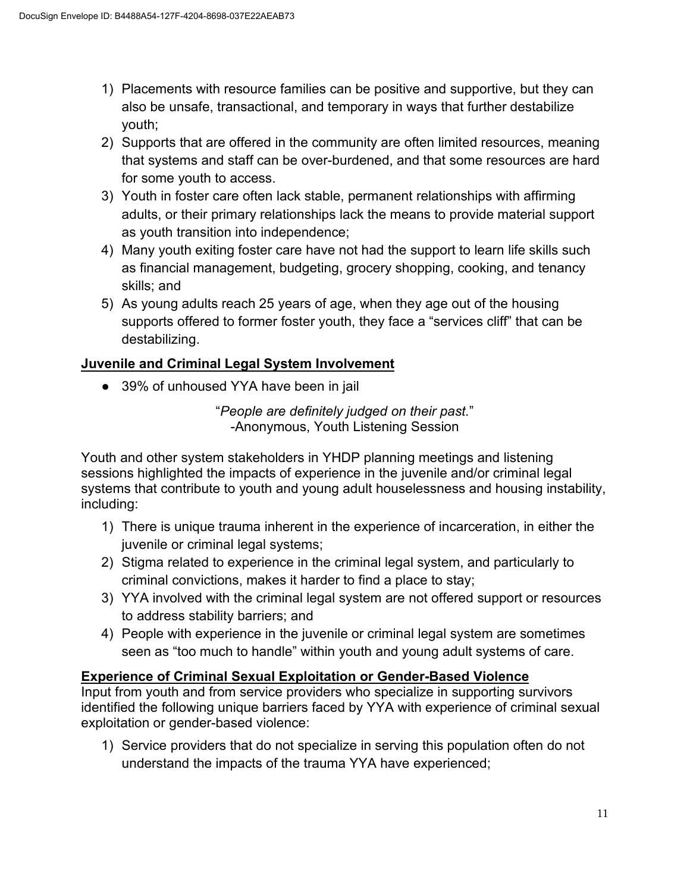1) Placements with resource families can be positive and supportive, but they can also be unsafe, transactional, and temporary in ways that further destabilize youth;
2) Supports that are offered in the community are often limited resources, meaning that systems and staff can be over-burdened, and that some resources are hard for some youth to access.
3) Youth in foster care often lack stable, permanent relationships with affirming adults, or their primary relationships lack the means to provide material support as youth transition into independence;
4) Many youth exiting foster care have not had the support to learn life skills such as financial management, budgeting, grocery shopping, cooking, and tenancy skills; and
5) As young adults reach 25 years of age, when they age out of the housing supports offered to former foster youth, they face a "services cliff" that can be destabilizing.

## Juvenile and Criminal Legal System Involvement

- 39% of unhoused YYA have been in jail

"*People are definitely judged on their past.*"
-Anonymous, Youth Listening Session

Youth and other system stakeholders in YHDP planning meetings and listening sessions highlighted the impacts of experience in the juvenile and/or criminal legal systems that contribute to youth and young adult houselessness and housing instability, including:

1) There is unique trauma inherent in the experience of incarceration, in either the juvenile or criminal legal systems;
2) Stigma related to experience in the criminal legal system, and particularly to criminal convictions, makes it harder to find a place to stay;
3) YYA involved with the criminal legal system are not offered support or resources to address stability barriers; and
4) People with experience in the juvenile or criminal legal system are sometimes seen as "too much to handle" within youth and young adult systems of care.

## Experience of Criminal Sexual Exploitation or Gender-Based Violence

Input from youth and from service providers who specialize in supporting survivors identified the following unique barriers faced by YYA with experience of criminal sexual exploitation or gender-based violence:

1) Service providers that do not specialize in serving this population often do not understand the impacts of the trauma YYA have experienced;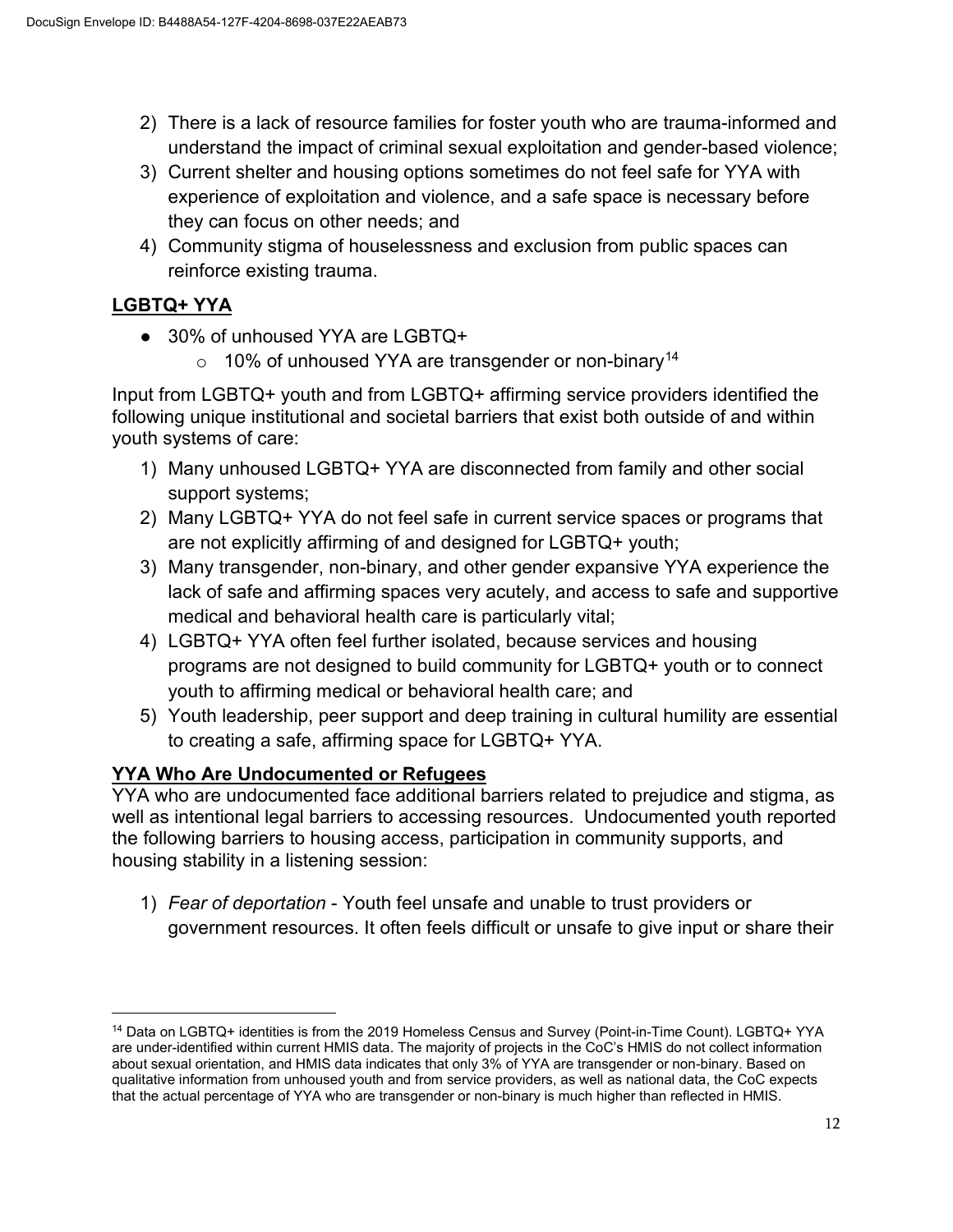2) There is a lack of resource families for foster youth who are trauma-informed and understand the impact of criminal sexual exploitation and gender-based violence;
3) Current shelter and housing options sometimes do not feel safe for YYA with experience of exploitation and violence, and a safe space is necessary before they can focus on other needs; and
4) Community stigma of houselessness and exclusion from public spaces can reinforce existing trauma.

## **LGBTQ+ YYA**

- 30% of unhoused YYA are LGBTQ+
  - 10% of unhoused YYA are transgender or non-binary[14]

Input from LGBTQ+ youth and from LGBTQ+ affirming service providers identified the following unique institutional and societal barriers that exist both outside of and within youth systems of care:

1) Many unhoused LGBTQ+ YYA are disconnected from family and other social support systems;
2) Many LGBTQ+ YYA do not feel safe in current service spaces or programs that are not explicitly affirming of and designed for LGBTQ+ youth;
3) Many transgender, non-binary, and other gender expansive YYA experience the lack of safe and affirming spaces very acutely, and access to safe and supportive medical and behavioral health care is particularly vital;
4) LGBTQ+ YYA often feel further isolated, because services and housing programs are not designed to build community for LGBTQ+ youth or to connect youth to affirming medical or behavioral health care; and
5) Youth leadership, peer support and deep training in cultural humility are essential to creating a safe, affirming space for LGBTQ+ YYA.

## **YYA Who Are Undocumented or Refugees**

YYA who are undocumented face additional barriers related to prejudice and stigma, as well as intentional legal barriers to accessing resources. Undocumented youth reported the following barriers to housing access, participation in community supports, and housing stability in a listening session:

1) *Fear of deportation* - Youth feel unsafe and unable to trust providers or government resources. It often feels difficult or unsafe to give input or share their

[14] Data on LGBTQ+ identities is from the 2019 Homeless Census and Survey (Point-in-Time Count). LGBTQ+ YYA are under-identified within current HMIS data. The majority of projects in the CoC's HMIS do not collect information about sexual orientation, and HMIS data indicates that only 3% of YYA are transgender or non-binary. Based on qualitative information from unhoused youth and from service providers, as well as national data, the CoC expects that the actual percentage of YYA who are transgender or non-binary is much higher than reflected in HMIS.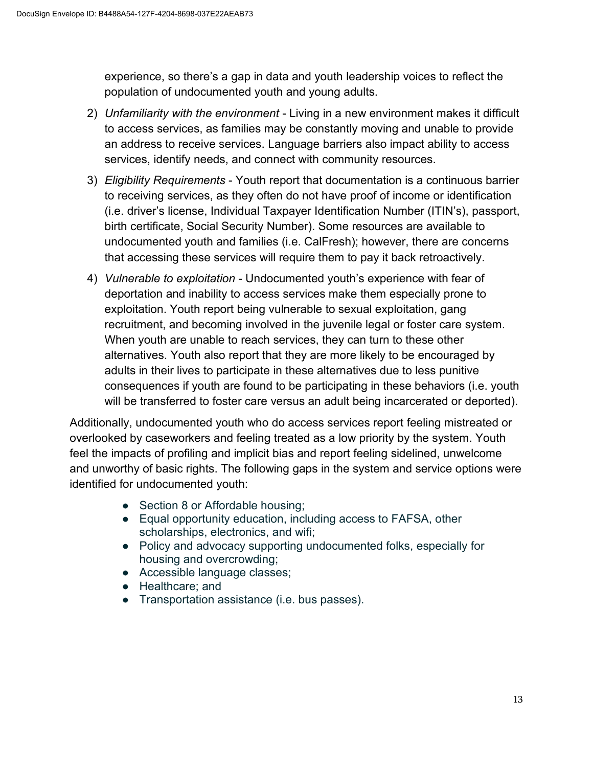experience, so there's a gap in data and youth leadership voices to reflect the population of undocumented youth and young adults.

2) *Unfamiliarity with the environment* - Living in a new environment makes it difficult to access services, as families may be constantly moving and unable to provide an address to receive services. Language barriers also impact ability to access services, identify needs, and connect with community resources.

3) *Eligibility Requirements* - Youth report that documentation is a continuous barrier to receiving services, as they often do not have proof of income or identification (i.e. driver's license, Individual Taxpayer Identification Number (ITIN's), passport, birth certificate, Social Security Number). Some resources are available to undocumented youth and families (i.e. CalFresh); however, there are concerns that accessing these services will require them to pay it back retroactively.

4) *Vulnerable to exploitation* - Undocumented youth's experience with fear of deportation and inability to access services make them especially prone to exploitation. Youth report being vulnerable to sexual exploitation, gang recruitment, and becoming involved in the juvenile legal or foster care system. When youth are unable to reach services, they can turn to these other alternatives. Youth also report that they are more likely to be encouraged by adults in their lives to participate in these alternatives due to less punitive consequences if youth are found to be participating in these behaviors (i.e. youth will be transferred to foster care versus an adult being incarcerated or deported).

Additionally, undocumented youth who do access services report feeling mistreated or overlooked by caseworkers and feeling treated as a low priority by the system. Youth feel the impacts of profiling and implicit bias and report feeling sidelined, unwelcome and unworthy of basic rights. The following gaps in the system and service options were identified for undocumented youth:

- Section 8 or Affordable housing;
- Equal opportunity education, including access to FAFSA, other scholarships, electronics, and wifi;
- Policy and advocacy supporting undocumented folks, especially for housing and overcrowding;
- Accessible language classes;
- Healthcare; and
- Transportation assistance (i.e. bus passes).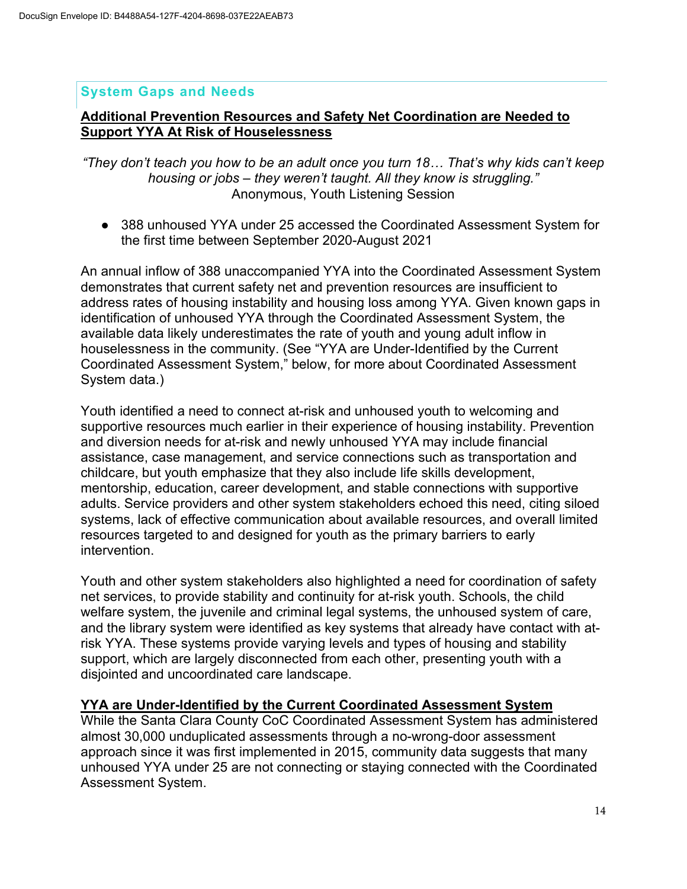## System Gaps and Needs

**Additional Prevention Resources and Safety Net Coordination are Needed to Support YYA At Risk of Houselessness**

*"They don't teach you how to be an adult once you turn 18… That's why kids can't keep housing or jobs – they weren't taught. All they know is struggling."*
Anonymous, Youth Listening Session

- 388 unhoused YYA under 25 accessed the Coordinated Assessment System for the first time between September 2020-August 2021

An annual inflow of 388 unaccompanied YYA into the Coordinated Assessment System demonstrates that current safety net and prevention resources are insufficient to address rates of housing instability and housing loss among YYA. Given known gaps in identification of unhoused YYA through the Coordinated Assessment System, the available data likely underestimates the rate of youth and young adult inflow in houselessness in the community. (See "YYA are Under-Identified by the Current Coordinated Assessment System," below, for more about Coordinated Assessment System data.)

Youth identified a need to connect at-risk and unhoused youth to welcoming and supportive resources much earlier in their experience of housing instability. Prevention and diversion needs for at-risk and newly unhoused YYA may include financial assistance, case management, and service connections such as transportation and childcare, but youth emphasize that they also include life skills development, mentorship, education, career development, and stable connections with supportive adults. Service providers and other system stakeholders echoed this need, citing siloed systems, lack of effective communication about available resources, and overall limited resources targeted to and designed for youth as the primary barriers to early intervention.

Youth and other system stakeholders also highlighted a need for coordination of safety net services, to provide stability and continuity for at-risk youth. Schools, the child welfare system, the juvenile and criminal legal systems, the unhoused system of care, and the library system were identified as key systems that already have contact with at-risk YYA. These systems provide varying levels and types of housing and stability support, which are largely disconnected from each other, presenting youth with a disjointed and uncoordinated care landscape.

**YYA are Under-Identified by the Current Coordinated Assessment System**

While the Santa Clara County CoC Coordinated Assessment System has administered almost 30,000 unduplicated assessments through a no-wrong-door assessment approach since it was first implemented in 2015, community data suggests that many unhoused YYA under 25 are not connecting or staying connected with the Coordinated Assessment System.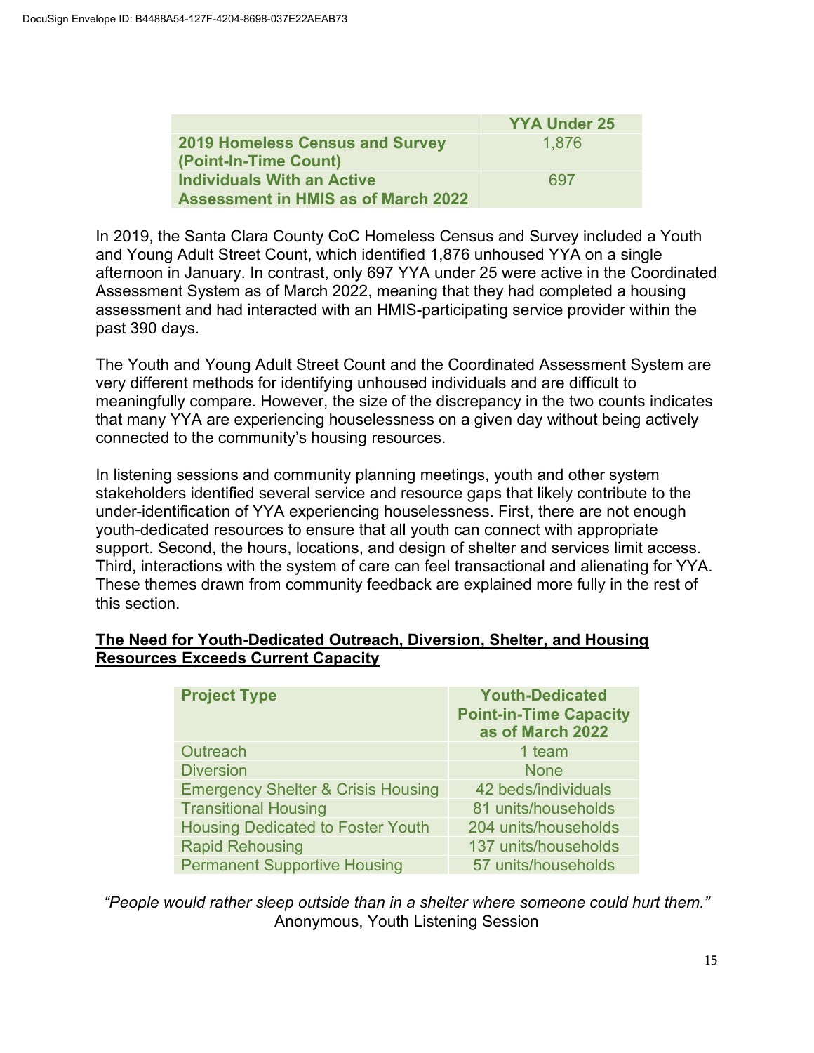| | YYA Under 25 |
|---|---|
| **2019 Homeless Census and Survey (Point-In-Time Count)** | 1,876 |
| **Individuals With an Active Assessment in HMIS as of March 2022** | 697 |

In 2019, the Santa Clara County CoC Homeless Census and Survey included a Youth and Young Adult Street Count, which identified 1,876 unhoused YYA on a single afternoon in January. In contrast, only 697 YYA under 25 were active in the Coordinated Assessment System as of March 2022, meaning that they had completed a housing assessment and had interacted with an HMIS-participating service provider within the past 390 days.

The Youth and Young Adult Street Count and the Coordinated Assessment System are very different methods for identifying unhoused individuals and are difficult to meaningfully compare. However, the size of the discrepancy in the two counts indicates that many YYA are experiencing houselessness on a given day without being actively connected to the community's housing resources.

In listening sessions and community planning meetings, youth and other system stakeholders identified several service and resource gaps that likely contribute to the under-identification of YYA experiencing houselessness. First, there are not enough youth-dedicated resources to ensure that all youth can connect with appropriate support. Second, the hours, locations, and design of shelter and services limit access. Third, interactions with the system of care can feel transactional and alienating for YYA. These themes drawn from community feedback are explained more fully in the rest of this section.

**The Need for Youth-Dedicated Outreach, Diversion, Shelter, and Housing Resources Exceeds Current Capacity**

| Project Type | Youth-Dedicated Point-in-Time Capacity as of March 2022 |
|---|---|
| Outreach | 1 team |
| Diversion | None |
| Emergency Shelter & Crisis Housing | 42 beds/individuals |
| Transitional Housing | 81 units/households |
| Housing Dedicated to Foster Youth | 204 units/households |
| Rapid Rehousing | 137 units/households |
| Permanent Supportive Housing | 57 units/households |

*"People would rather sleep outside than in a shelter where someone could hurt them."*
Anonymous, Youth Listening Session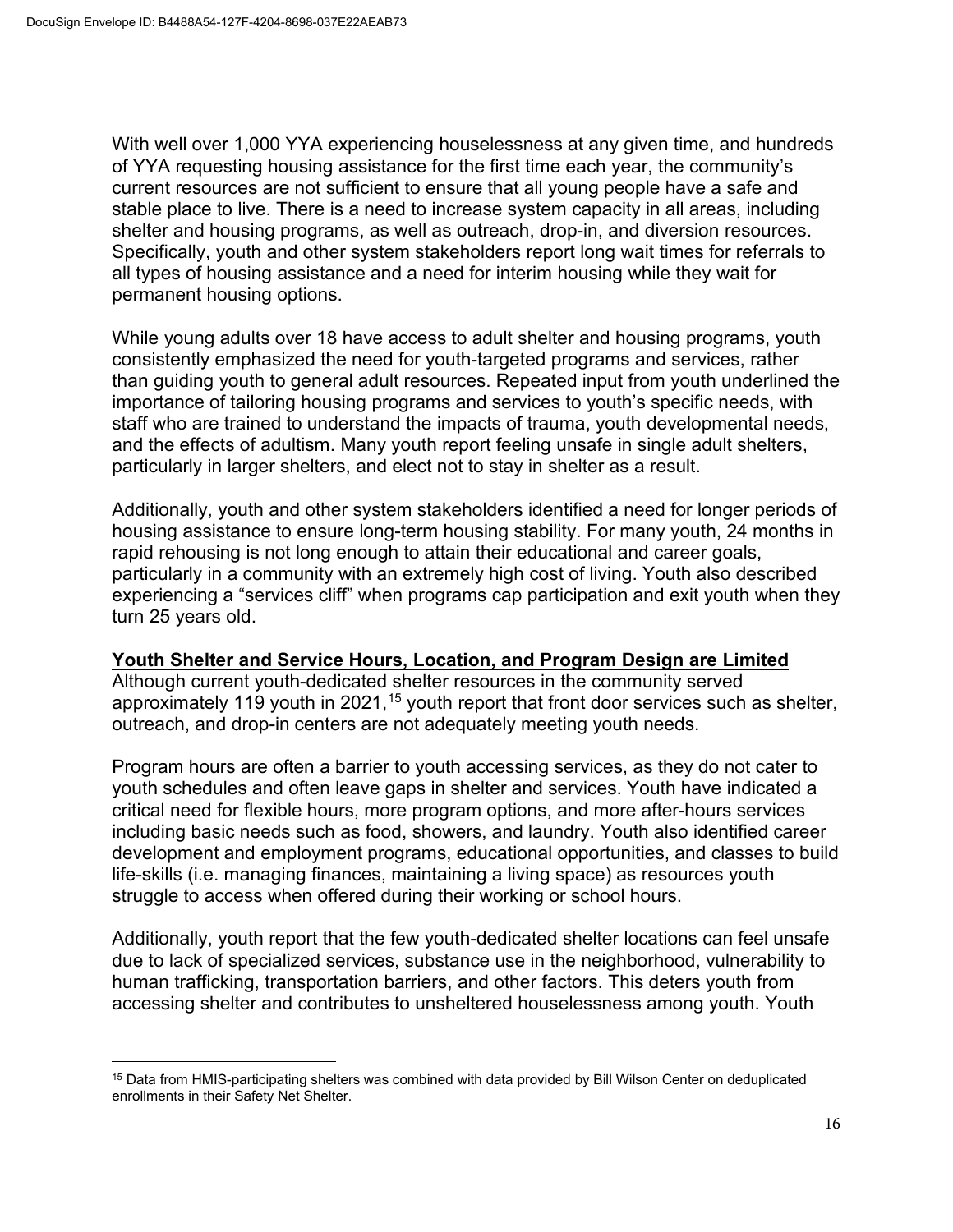With well over 1,000 YYA experiencing houselessness at any given time, and hundreds of YYA requesting housing assistance for the first time each year, the community's current resources are not sufficient to ensure that all young people have a safe and stable place to live. There is a need to increase system capacity in all areas, including shelter and housing programs, as well as outreach, drop-in, and diversion resources. Specifically, youth and other system stakeholders report long wait times for referrals to all types of housing assistance and a need for interim housing while they wait for permanent housing options.

While young adults over 18 have access to adult shelter and housing programs, youth consistently emphasized the need for youth-targeted programs and services, rather than guiding youth to general adult resources. Repeated input from youth underlined the importance of tailoring housing programs and services to youth's specific needs, with staff who are trained to understand the impacts of trauma, youth developmental needs, and the effects of adultism. Many youth report feeling unsafe in single adult shelters, particularly in larger shelters, and elect not to stay in shelter as a result.

Additionally, youth and other system stakeholders identified a need for longer periods of housing assistance to ensure long-term housing stability. For many youth, 24 months in rapid rehousing is not long enough to attain their educational and career goals, particularly in a community with an extremely high cost of living. Youth also described experiencing a "services cliff" when programs cap participation and exit youth when they turn 25 years old.

**Youth Shelter and Service Hours, Location, and Program Design are Limited**

Although current youth-dedicated shelter resources in the community served approximately 119 youth in 2021,[15] youth report that front door services such as shelter, outreach, and drop-in centers are not adequately meeting youth needs.

Program hours are often a barrier to youth accessing services, as they do not cater to youth schedules and often leave gaps in shelter and services. Youth have indicated a critical need for flexible hours, more program options, and more after-hours services including basic needs such as food, showers, and laundry. Youth also identified career development and employment programs, educational opportunities, and classes to build life-skills (i.e. managing finances, maintaining a living space) as resources youth struggle to access when offered during their working or school hours.

Additionally, youth report that the few youth-dedicated shelter locations can feel unsafe due to lack of specialized services, substance use in the neighborhood, vulnerability to human trafficking, transportation barriers, and other factors. This deters youth from accessing shelter and contributes to unsheltered houselessness among youth. Youth

[15] Data from HMIS-participating shelters was combined with data provided by Bill Wilson Center on deduplicated enrollments in their Safety Net Shelter.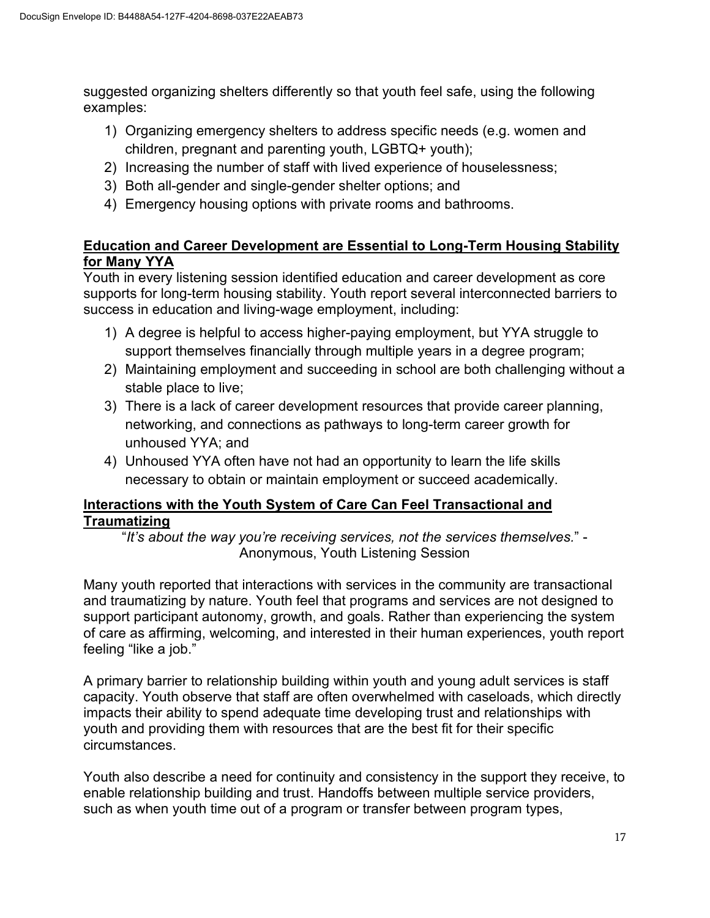suggested organizing shelters differently so that youth feel safe, using the following examples:

1) Organizing emergency shelters to address specific needs (e.g. women and children, pregnant and parenting youth, LGBTQ+ youth);
2) Increasing the number of staff with lived experience of houselessness;
3) Both all-gender and single-gender shelter options; and
4) Emergency housing options with private rooms and bathrooms.

## Education and Career Development are Essential to Long-Term Housing Stability for Many YYA

Youth in every listening session identified education and career development as core supports for long-term housing stability. Youth report several interconnected barriers to success in education and living-wage employment, including:

1) A degree is helpful to access higher-paying employment, but YYA struggle to support themselves financially through multiple years in a degree program;
2) Maintaining employment and succeeding in school are both challenging without a stable place to live;
3) There is a lack of career development resources that provide career planning, networking, and connections as pathways to long-term career growth for unhoused YYA; and
4) Unhoused YYA often have not had an opportunity to learn the life skills necessary to obtain or maintain employment or succeed academically.

## Interactions with the Youth System of Care Can Feel Transactional and Traumatizing

"*It's about the way you're receiving services, not the services themselves.*" - Anonymous, Youth Listening Session

Many youth reported that interactions with services in the community are transactional and traumatizing by nature. Youth feel that programs and services are not designed to support participant autonomy, growth, and goals. Rather than experiencing the system of care as affirming, welcoming, and interested in their human experiences, youth report feeling "like a job."

A primary barrier to relationship building within youth and young adult services is staff capacity. Youth observe that staff are often overwhelmed with caseloads, which directly impacts their ability to spend adequate time developing trust and relationships with youth and providing them with resources that are the best fit for their specific circumstances.

Youth also describe a need for continuity and consistency in the support they receive, to enable relationship building and trust. Handoffs between multiple service providers, such as when youth time out of a program or transfer between program types,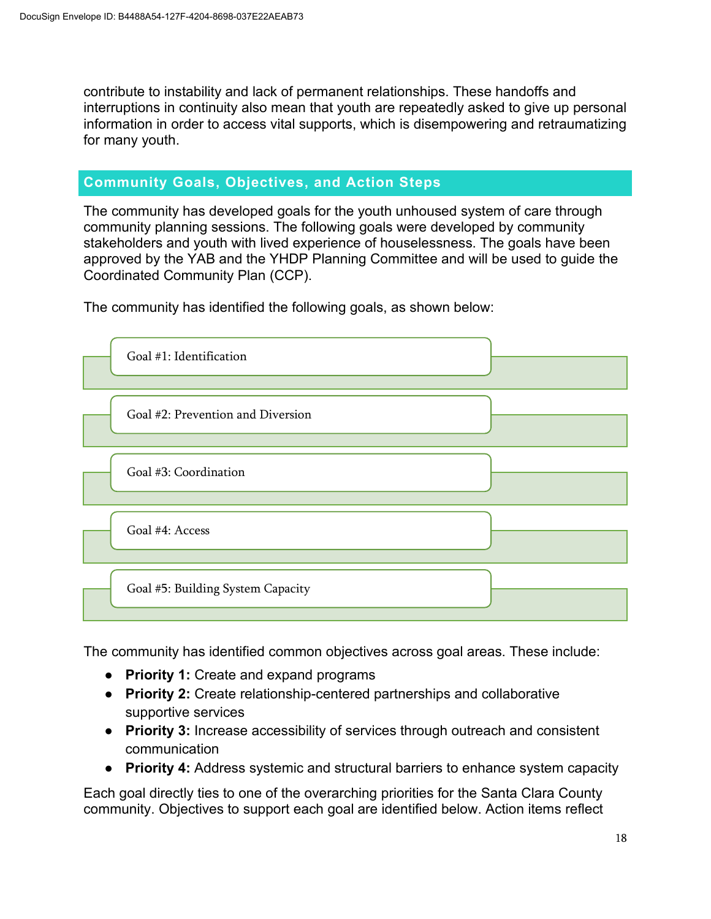contribute to instability and lack of permanent relationships. These handoffs and interruptions in continuity also mean that youth are repeatedly asked to give up personal information in order to access vital supports, which is disempowering and retraumatizing for many youth.

## Community Goals, Objectives, and Action Steps

The community has developed goals for the youth unhoused system of care through community planning sessions. The following goals were developed by community stakeholders and youth with lived experience of houselessness. The goals have been approved by the YAB and the YHDP Planning Committee and will be used to guide the Coordinated Community Plan (CCP).

The community has identified the following goals, as shown below:

- Goal #1: Identification
- Goal #2: Prevention and Diversion
- Goal #3: Coordination
- Goal #4: Access
- Goal #5: Building System Capacity

The community has identified common objectives across goal areas. These include:

- **Priority 1:** Create and expand programs
- **Priority 2:** Create relationship-centered partnerships and collaborative supportive services
- **Priority 3:** Increase accessibility of services through outreach and consistent communication
- **Priority 4:** Address systemic and structural barriers to enhance system capacity

Each goal directly ties to one of the overarching priorities for the Santa Clara County community. Objectives to support each goal are identified below. Action items reflect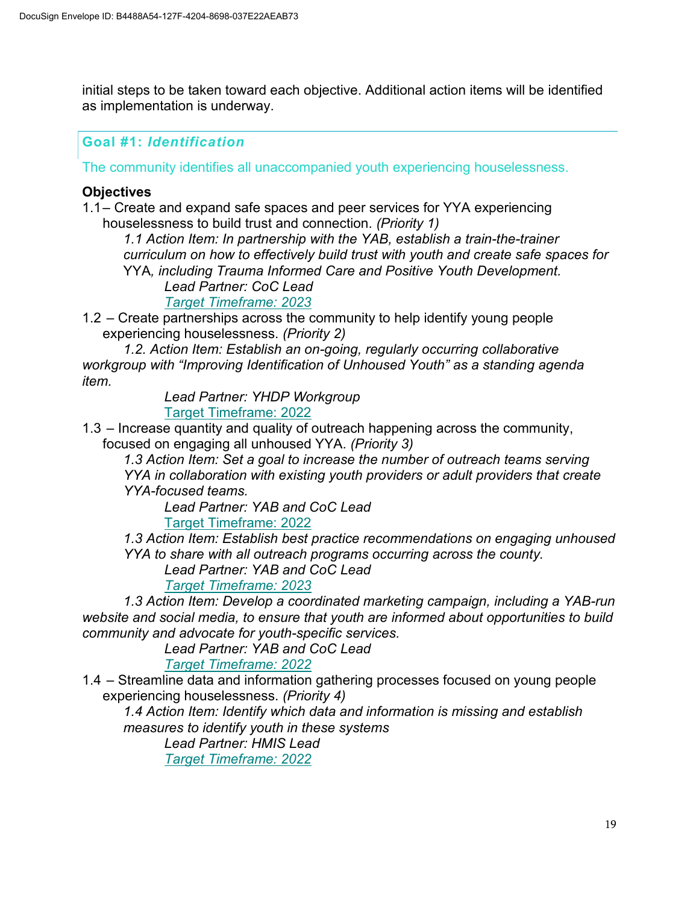initial steps to be taken toward each objective. Additional action items will be identified as implementation is underway.

## Goal #1: *Identification*

The community identifies all unaccompanied youth experiencing houselessness.

**Objectives**

1.1– Create and expand safe spaces and peer services for YYA experiencing houselessness to build trust and connection. *(Priority 1)*

*1.1 Action Item: In partnership with the YAB, establish a train-the-trainer curriculum on how to effectively build trust with youth and create safe spaces for* YYA*, including Trauma Informed Care and Positive Youth Development.*

*Lead Partner: CoC Lead*

*Target Timeframe: 2023*

1.2 – Create partnerships across the community to help identify young people experiencing houselessness. *(Priority 2)*

*1.2. Action Item: Establish an on-going, regularly occurring collaborative workgroup with "Improving Identification of Unhoused Youth" as a standing agenda item.*

*Lead Partner: YHDP Workgroup*

Target Timeframe: 2022

1.3 – Increase quantity and quality of outreach happening across the community, focused on engaging all unhoused YYA. *(Priority 3)*

*1.3 Action Item: Set a goal to increase the number of outreach teams serving YYA in collaboration with existing youth providers or adult providers that create YYA-focused teams.*

*Lead Partner: YAB and CoC Lead*

Target Timeframe: 2022

*1.3 Action Item: Establish best practice recommendations on engaging unhoused YYA to share with all outreach programs occurring across the county.*

*Lead Partner: YAB and CoC Lead*

*Target Timeframe: 2023*

*1.3 Action Item: Develop a coordinated marketing campaign, including a YAB-run website and social media, to ensure that youth are informed about opportunities to build community and advocate for youth-specific services.*

*Lead Partner: YAB and CoC Lead*

*Target Timeframe: 2022*

1.4 – Streamline data and information gathering processes focused on young people experiencing houselessness. *(Priority 4)*

*1.4 Action Item: Identify which data and information is missing and establish measures to identify youth in these systems*

*Lead Partner: HMIS Lead*

*Target Timeframe: 2022*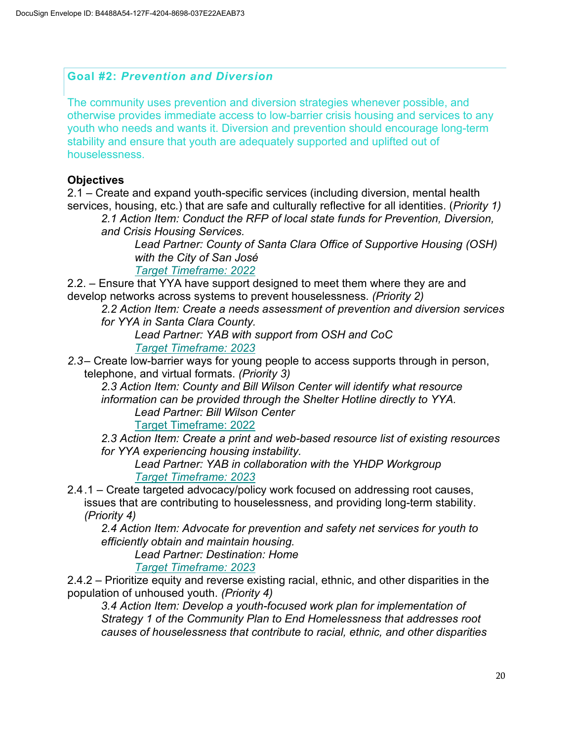## Goal #2: *Prevention and Diversion*

The community uses prevention and diversion strategies whenever possible, and otherwise provides immediate access to low-barrier crisis housing and services to any youth who needs and wants it. Diversion and prevention should encourage long-term stability and ensure that youth are adequately supported and uplifted out of houselessness.

**Objectives**

2.1 – Create and expand youth-specific services (including diversion, mental health services, housing, etc.) that are safe and culturally reflective for all identities. (*Priority 1)*

> *2.1 Action Item: Conduct the RFP of local state funds for Prevention, Diversion, and Crisis Housing Services.*
>
> > *Lead Partner: County of Santa Clara Office of Supportive Housing (OSH) with the City of San José*
> >
> > *Target Timeframe: 2022*

2.2. – Ensure that YYA have support designed to meet them where they are and develop networks across systems to prevent houselessness. *(Priority 2)*

> *2.2 Action Item: Create a needs assessment of prevention and diversion services for YYA in Santa Clara County.*
>
> > *Lead Partner: YAB with support from OSH and CoC*
> >
> > *Target Timeframe: 2023*

*2.3*– Create low-barrier ways for young people to access supports through in person, telephone, and virtual formats. *(Priority 3)*

> *2.3 Action Item: County and Bill Wilson Center will identify what resource information can be provided through the Shelter Hotline directly to YYA.*
>
> > *Lead Partner: Bill Wilson Center*
> >
> > Target Timeframe: 2022
>
> *2.3 Action Item: Create a print and web-based resource list of existing resources for YYA experiencing housing instability.*
>
> > *Lead Partner: YAB in collaboration with the YHDP Workgroup*
> >
> > *Target Timeframe: 2023*

2.4.1 – Create targeted advocacy/policy work focused on addressing root causes, issues that are contributing to houselessness, and providing long-term stability. *(Priority 4)*

> *2.4 Action Item: Advocate for prevention and safety net services for youth to efficiently obtain and maintain housing.*
>
> > *Lead Partner: Destination: Home*
> >
> > *Target Timeframe: 2023*

2.4.2 – Prioritize equity and reverse existing racial, ethnic, and other disparities in the population of unhoused youth. *(Priority 4)*

> *3.4 Action Item: Develop a youth-focused work plan for implementation of Strategy 1 of the Community Plan to End Homelessness that addresses root causes of houselessness that contribute to racial, ethnic, and other disparities*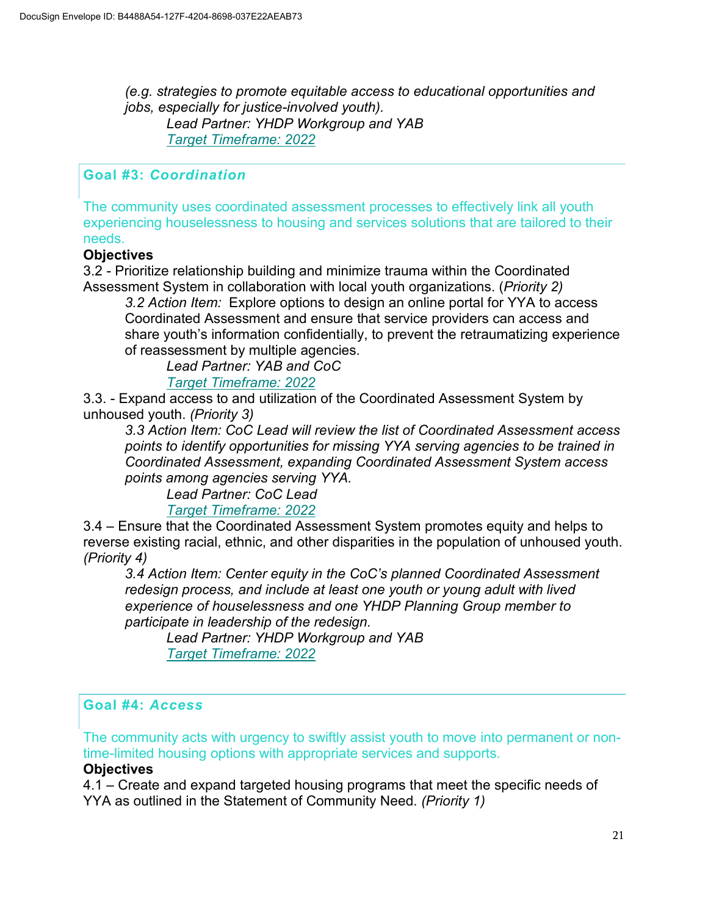*(e.g. strategies to promote equitable access to educational opportunities and jobs, especially for justice-involved youth).*

*Lead Partner: YHDP Workgroup and YAB*

*Target Timeframe: 2022*

## Goal #3: *Coordination*

The community uses coordinated assessment processes to effectively link all youth experiencing houselessness to housing and services solutions that are tailored to their needs.

**Objectives**

3.2 - Prioritize relationship building and minimize trauma within the Coordinated Assessment System in collaboration with local youth organizations. (*Priority 2)*

*3.2 Action Item:* Explore options to design an online portal for YYA to access Coordinated Assessment and ensure that service providers can access and share youth's information confidentially, to prevent the retraumatizing experience of reassessment by multiple agencies.

*Lead Partner: YAB and CoC*

*Target Timeframe: 2022*

3.3. - Expand access to and utilization of the Coordinated Assessment System by unhoused youth. *(Priority 3)*

*3.3 Action Item: CoC Lead will review the list of Coordinated Assessment access points to identify opportunities for missing YYA serving agencies to be trained in Coordinated Assessment, expanding Coordinated Assessment System access points among agencies serving YYA.*

*Lead Partner: CoC Lead*

*Target Timeframe: 2022*

3.4 – Ensure that the Coordinated Assessment System promotes equity and helps to reverse existing racial, ethnic, and other disparities in the population of unhoused youth. *(Priority 4)*

*3.4 Action Item: Center equity in the CoC's planned Coordinated Assessment redesign process, and include at least one youth or young adult with lived experience of houselessness and one YHDP Planning Group member to participate in leadership of the redesign.*

*Lead Partner: YHDP Workgroup and YAB*

*Target Timeframe: 2022*

## Goal #4: *Access*

The community acts with urgency to swiftly assist youth to move into permanent or non-time-limited housing options with appropriate services and supports.

**Objectives**

4.1 – Create and expand targeted housing programs that meet the specific needs of YYA as outlined in the Statement of Community Need. *(Priority 1)*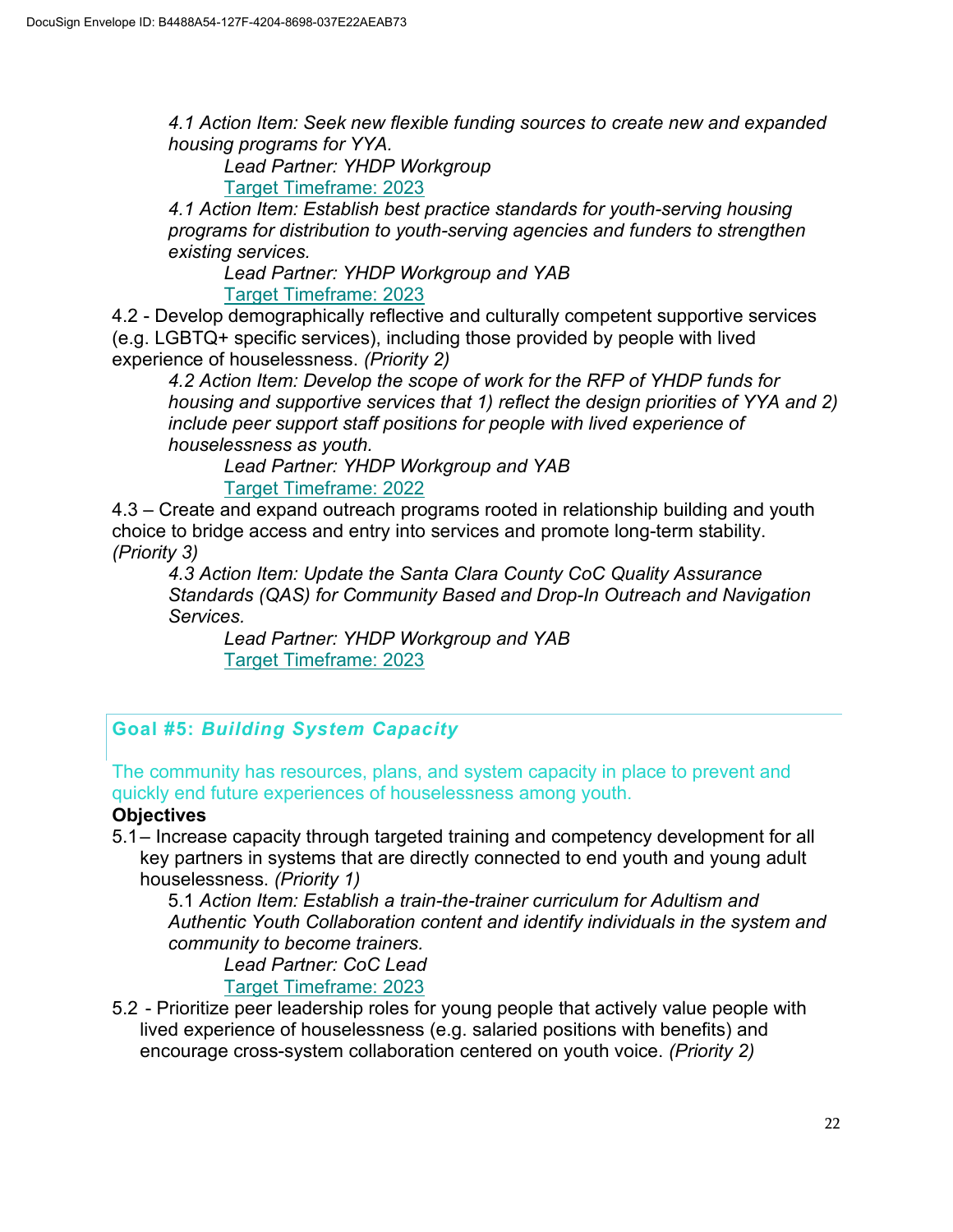*4.1 Action Item: Seek new flexible funding sources to create new and expanded housing programs for YYA.*

*Lead Partner: YHDP Workgroup*

Target Timeframe: 2023

*4.1 Action Item: Establish best practice standards for youth-serving housing programs for distribution to youth-serving agencies and funders to strengthen existing services.*

*Lead Partner: YHDP Workgroup and YAB*

Target Timeframe: 2023

4.2 - Develop demographically reflective and culturally competent supportive services (e.g. LGBTQ+ specific services), including those provided by people with lived experience of houselessness. *(Priority 2)*

*4.2 Action Item: Develop the scope of work for the RFP of YHDP funds for housing and supportive services that 1) reflect the design priorities of YYA and 2) include peer support staff positions for people with lived experience of houselessness as youth.*

*Lead Partner: YHDP Workgroup and YAB*

Target Timeframe: 2022

4.3 – Create and expand outreach programs rooted in relationship building and youth choice to bridge access and entry into services and promote long-term stability. *(Priority 3)*

*4.3 Action Item: Update the Santa Clara County CoC Quality Assurance Standards (QAS) for Community Based and Drop-In Outreach and Navigation Services.*

*Lead Partner: YHDP Workgroup and YAB*

Target Timeframe: 2023

## Goal #5: *Building System Capacity*

The community has resources, plans, and system capacity in place to prevent and quickly end future experiences of houselessness among youth.

**Objectives**

5.1– Increase capacity through targeted training and competency development for all key partners in systems that are directly connected to end youth and young adult houselessness. *(Priority 1)*

5.1 *Action Item: Establish a train-the-trainer curriculum for Adultism and Authentic Youth Collaboration content and identify individuals in the system and community to become trainers.*

*Lead Partner: CoC Lead*

Target Timeframe: 2023

5.2 - Prioritize peer leadership roles for young people that actively value people with lived experience of houselessness (e.g. salaried positions with benefits) and encourage cross-system collaboration centered on youth voice. *(Priority 2)*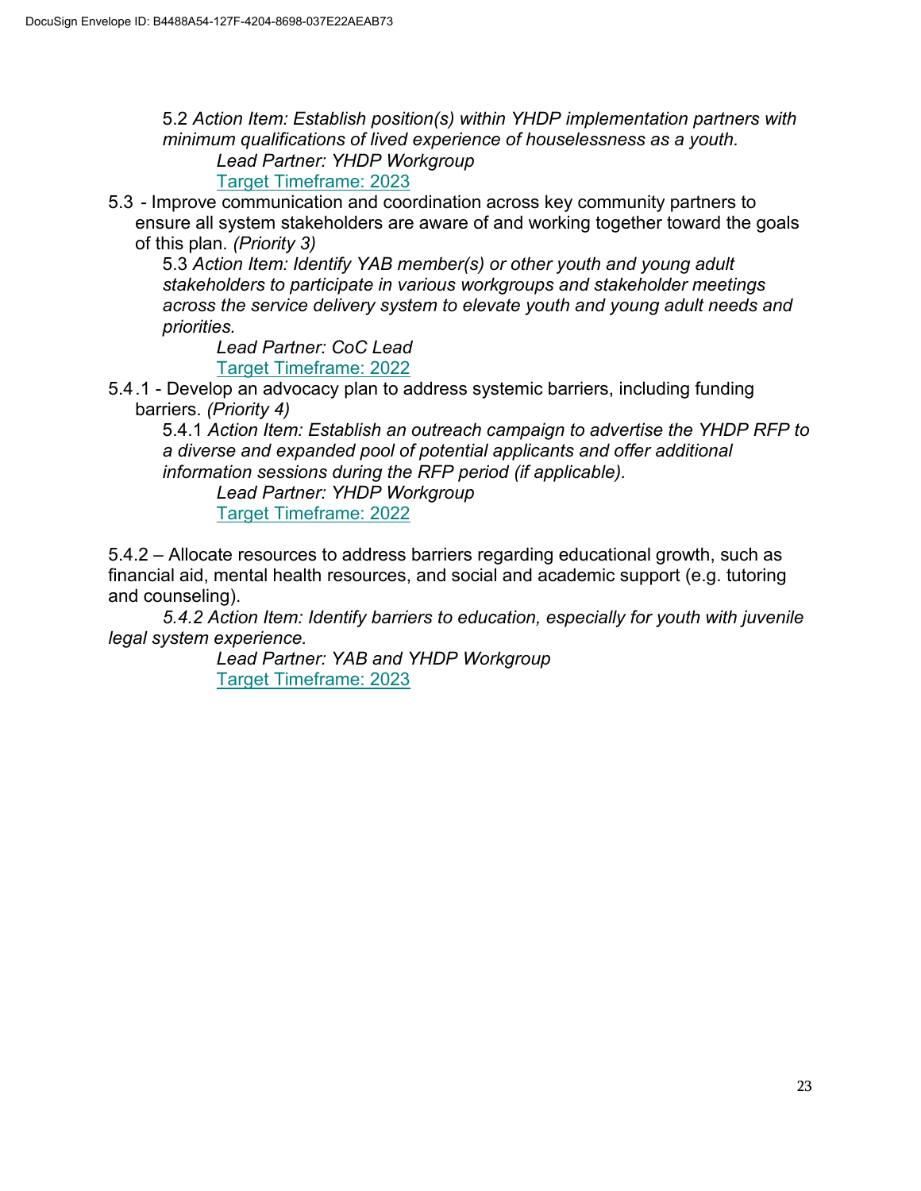5.2 *Action Item: Establish position(s) within YHDP implementation partners with minimum qualifications of lived experience of houselessness as a youth.*

*Lead Partner: YHDP Workgroup*

Target Timeframe: 2023

5.3 - Improve communication and coordination across key community partners to ensure all system stakeholders are aware of and working together toward the goals of this plan. *(Priority 3)*

5.3 *Action Item: Identify YAB member(s) or other youth and young adult stakeholders to participate in various workgroups and stakeholder meetings across the service delivery system to elevate youth and young adult needs and priorities.*

*Lead Partner: CoC Lead*

Target Timeframe: 2022

5.4.1 - Develop an advocacy plan to address systemic barriers, including funding barriers. *(Priority 4)*

5.4.1 *Action Item: Establish an outreach campaign to advertise the YHDP RFP to a diverse and expanded pool of potential applicants and offer additional information sessions during the RFP period (if applicable).*

*Lead Partner: YHDP Workgroup*

Target Timeframe: 2022

5.4.2 – Allocate resources to address barriers regarding educational growth, such as financial aid, mental health resources, and social and academic support (e.g. tutoring and counseling).

*5.4.2 Action Item: Identify barriers to education, especially for youth with juvenile legal system experience.*

*Lead Partner: YAB and YHDP Workgroup*

Target Timeframe: 2023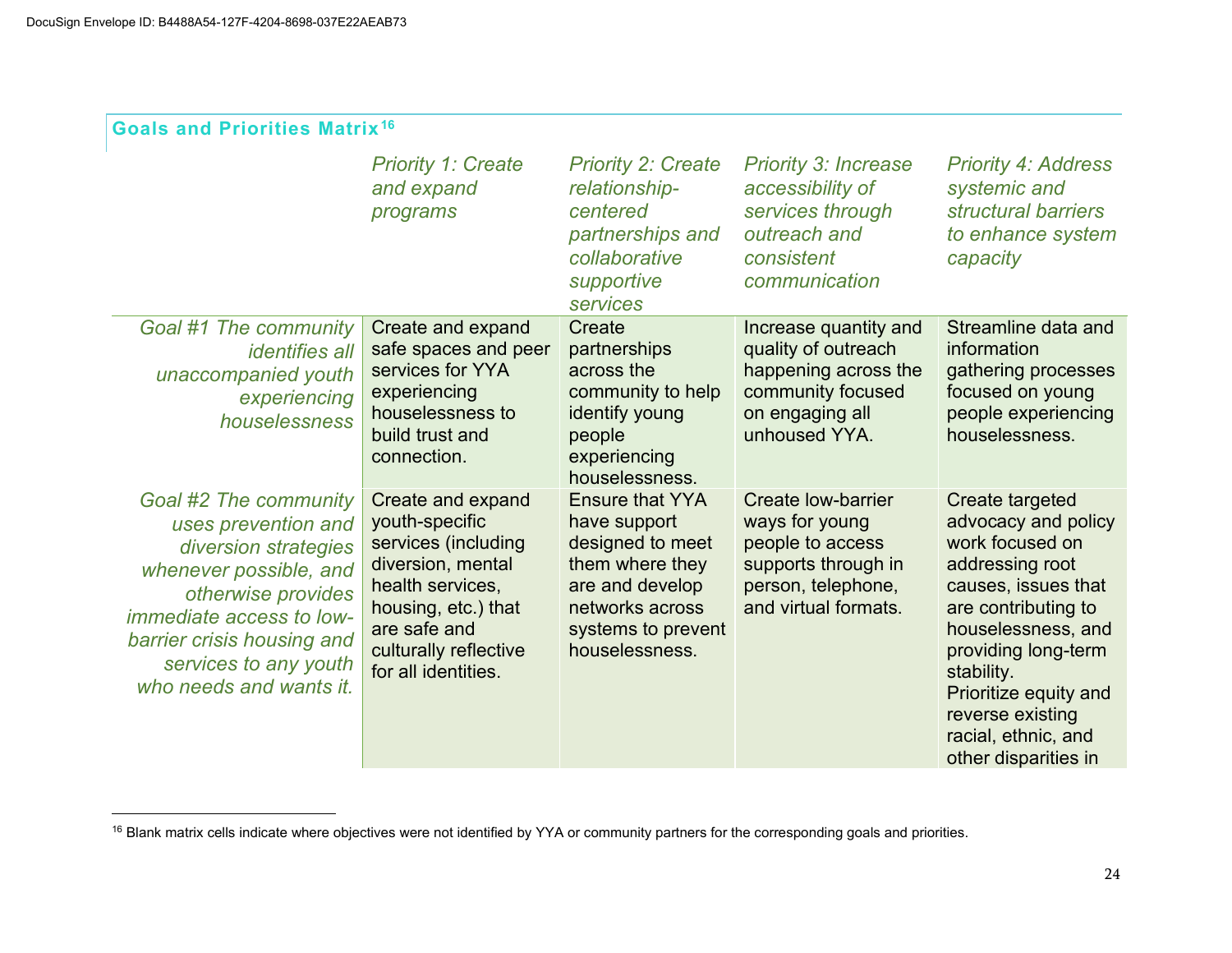## Goals and Priorities Matrix[16]

| | *Priority 1: Create and expand programs* | *Priority 2: Create relationship-centered partnerships and collaborative supportive services* | *Priority 3: Increase accessibility of services through outreach and consistent communication* | *Priority 4: Address systemic and structural barriers to enhance system capacity* |
|---|---|---|---|---|
| *Goal #1 The community identifies all unaccompanied youth experiencing houselessness* | Create and expand safe spaces and peer services for YYA experiencing houselessness to build trust and connection. | Create partnerships across the community to help identify young people experiencing houselessness. | Increase quantity and quality of outreach happening across the community focused on engaging all unhoused YYA. | Streamline data and information gathering processes focused on young people experiencing houselessness. |
| *Goal #2 The community uses prevention and diversion strategies whenever possible, and otherwise provides immediate access to low-barrier crisis housing and services to any youth who needs and wants it.* | Create and expand youth-specific services (including diversion, mental health services, housing, etc.) that are safe and culturally reflective for all identities. | Ensure that YYA have support designed to meet them where they are and develop networks across systems to prevent houselessness. | Create low-barrier ways for young people to access supports through in person, telephone, and virtual formats. | Create targeted advocacy and policy work focused on addressing root causes, issues that are contributing to houselessness, and providing long-term stability. Prioritize equity and reverse existing racial, ethnic, and other disparities in |

[16] Blank matrix cells indicate where objectives were not identified by YYA or community partners for the corresponding goals and priorities.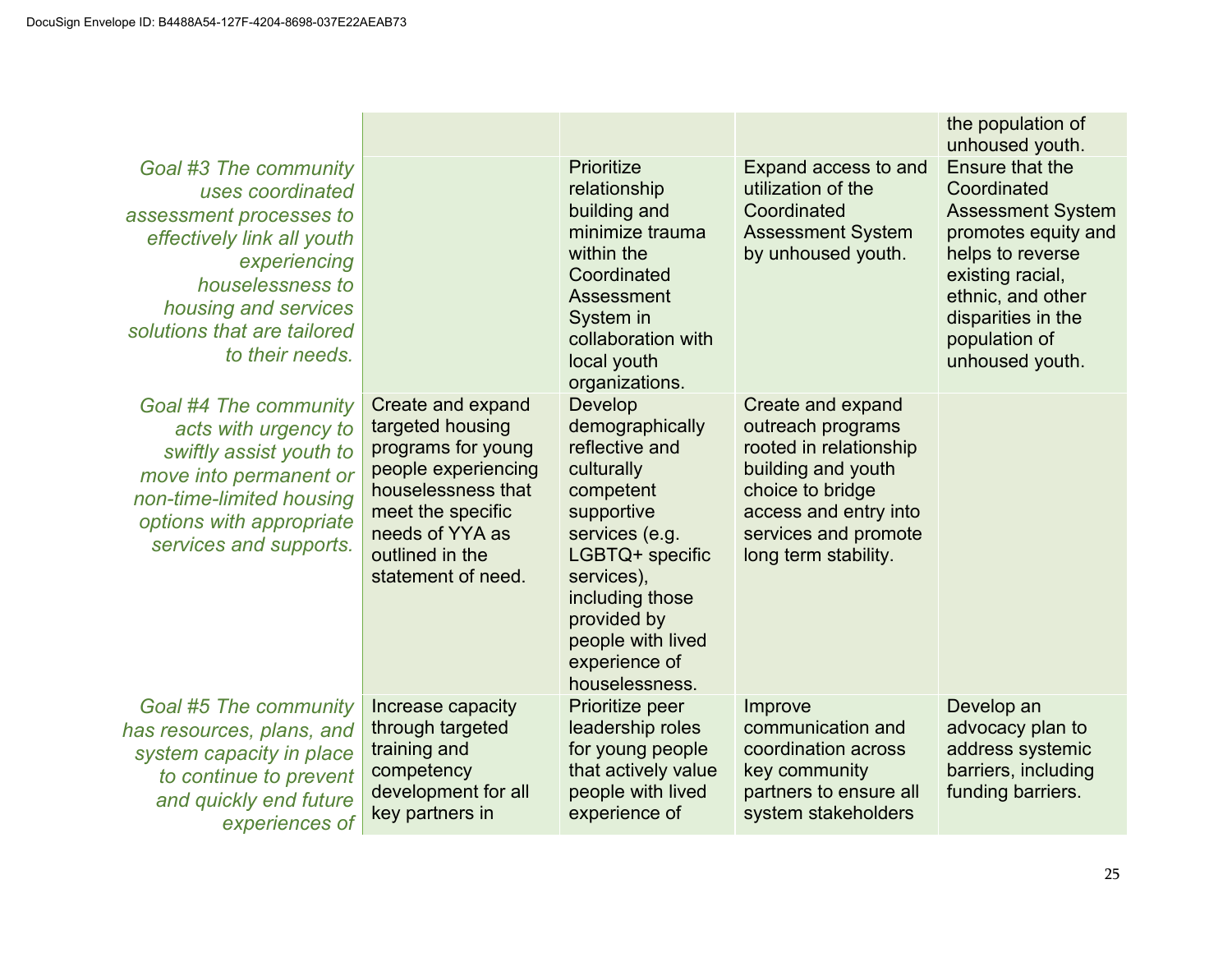| | | | | |
|---|---|---|---|---|
| | | | | the population of unhoused youth. |
| *Goal #3 The community uses coordinated assessment processes to effectively link all youth experiencing houselessness to housing and services solutions that are tailored to their needs.* | | Prioritize relationship building and minimize trauma within the Coordinated Assessment System in collaboration with local youth organizations. | Expand access to and utilization of the Coordinated Assessment System by unhoused youth. | Ensure that the Coordinated Assessment System promotes equity and helps to reverse existing racial, ethnic, and other disparities in the population of unhoused youth. |
| *Goal #4 The community acts with urgency to swiftly assist youth to move into permanent or non-time-limited housing options with appropriate services and supports.* | Create and expand targeted housing programs for young people experiencing houselessness that meet the specific needs of YYA as outlined in the statement of need. | Develop demographically reflective and culturally competent supportive services (e.g. LGBTQ+ specific services), including those provided by people with lived experience of houselessness. | Create and expand outreach programs rooted in relationship building and youth choice to bridge access and entry into services and promote long term stability. | |
| *Goal #5 The community has resources, plans, and system capacity in place to continue to prevent and quickly end future experiences of* | Increase capacity through targeted training and competency development for all key partners in | Prioritize peer leadership roles for young people that actively value people with lived experience of | Improve communication and coordination across key community partners to ensure all system stakeholders | Develop an advocacy plan to address systemic barriers, including funding barriers. |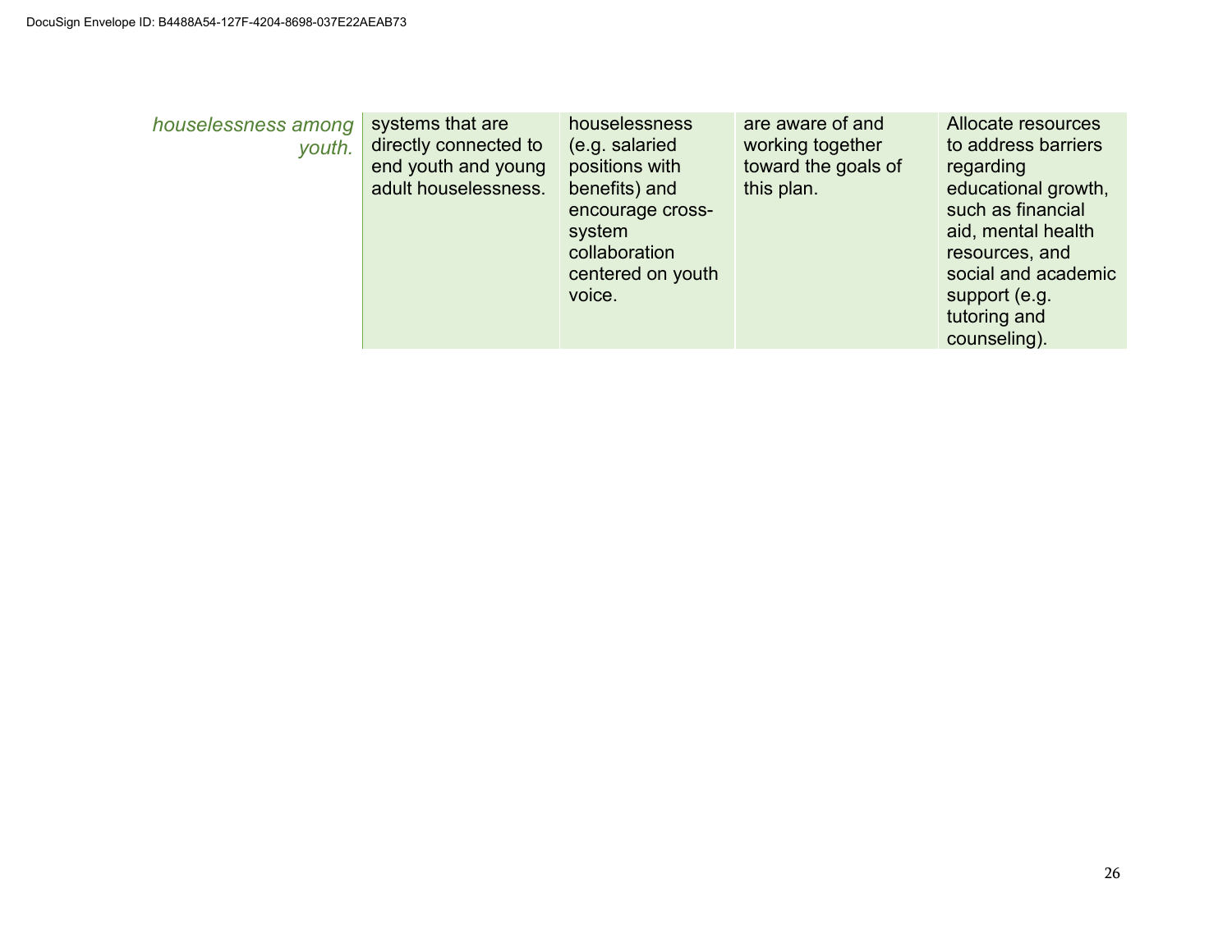| | | | | |
|---|---|---|---|---|
| *houselessness among youth.* | systems that are directly connected to end youth and young adult houselessness. | houselessness (e.g. salaried positions with benefits) and encourage cross-system collaboration centered on youth voice. | are aware of and working together toward the goals of this plan. | Allocate resources to address barriers regarding educational growth, such as financial aid, mental health resources, and social and academic support (e.g. tutoring and counseling). |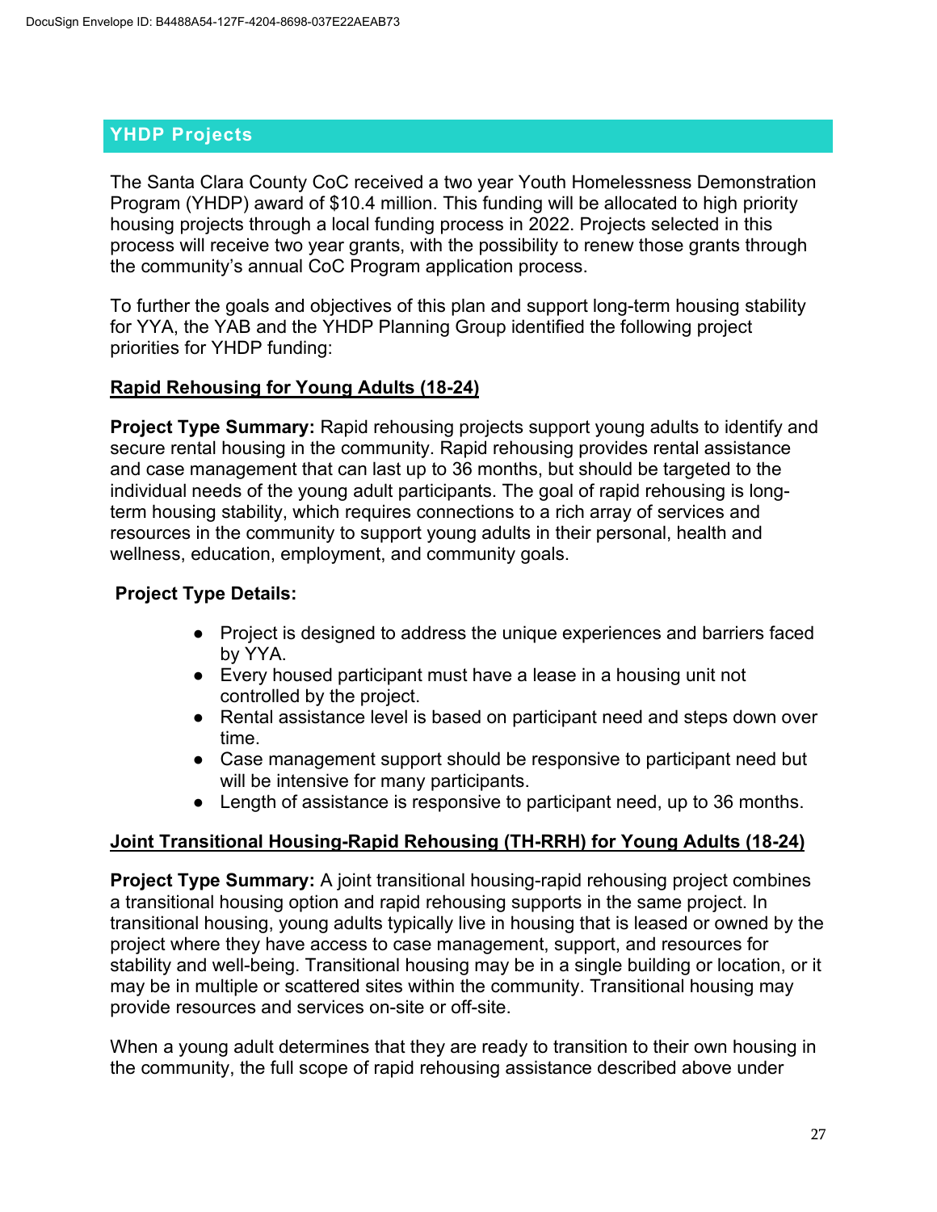## YHDP Projects

The Santa Clara County CoC received a two year Youth Homelessness Demonstration Program (YHDP) award of $10.4 million. This funding will be allocated to high priority housing projects through a local funding process in 2022. Projects selected in this process will receive two year grants, with the possibility to renew those grants through the community's annual CoC Program application process.

To further the goals and objectives of this plan and support long-term housing stability for YYA, the YAB and the YHDP Planning Group identified the following project priorities for YHDP funding:

### Rapid Rehousing for Young Adults (18-24)

**Project Type Summary:** Rapid rehousing projects support young adults to identify and secure rental housing in the community. Rapid rehousing provides rental assistance and case management that can last up to 36 months, but should be targeted to the individual needs of the young adult participants. The goal of rapid rehousing is long-term housing stability, which requires connections to a rich array of services and resources in the community to support young adults in their personal, health and wellness, education, employment, and community goals.

**Project Type Details:**

- Project is designed to address the unique experiences and barriers faced by YYA.
- Every housed participant must have a lease in a housing unit not controlled by the project.
- Rental assistance level is based on participant need and steps down over time.
- Case management support should be responsive to participant need but will be intensive for many participants.
- Length of assistance is responsive to participant need, up to 36 months.

### Joint Transitional Housing-Rapid Rehousing (TH-RRH) for Young Adults (18-24)

**Project Type Summary:** A joint transitional housing-rapid rehousing project combines a transitional housing option and rapid rehousing supports in the same project. In transitional housing, young adults typically live in housing that is leased or owned by the project where they have access to case management, support, and resources for stability and well-being. Transitional housing may be in a single building or location, or it may be in multiple or scattered sites within the community. Transitional housing may provide resources and services on-site or off-site.

When a young adult determines that they are ready to transition to their own housing in the community, the full scope of rapid rehousing assistance described above under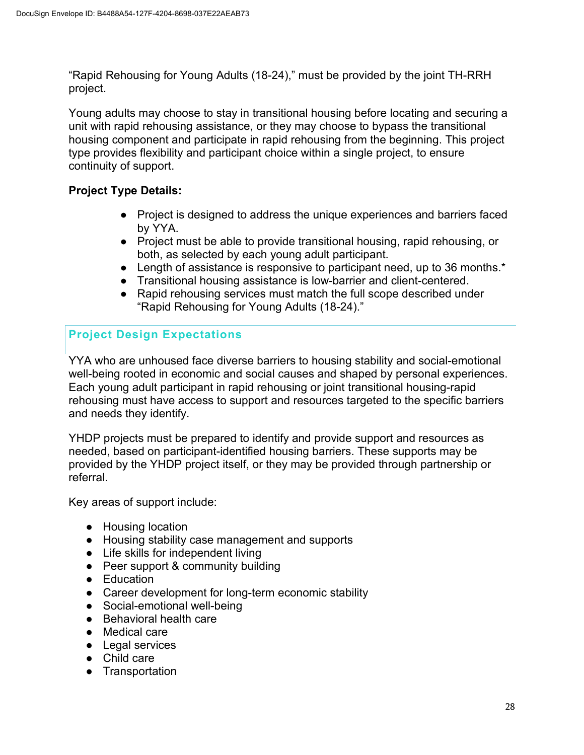"Rapid Rehousing for Young Adults (18-24)," must be provided by the joint TH-RRH project.

Young adults may choose to stay in transitional housing before locating and securing a unit with rapid rehousing assistance, or they may choose to bypass the transitional housing component and participate in rapid rehousing from the beginning. This project type provides flexibility and participant choice within a single project, to ensure continuity of support.

**Project Type Details:**

- Project is designed to address the unique experiences and barriers faced by YYA.
- Project must be able to provide transitional housing, rapid rehousing, or both, as selected by each young adult participant.
- Length of assistance is responsive to participant need, up to 36 months.*
- Transitional housing assistance is low-barrier and client-centered.
- Rapid rehousing services must match the full scope described under "Rapid Rehousing for Young Adults (18-24)."

## Project Design Expectations

YYA who are unhoused face diverse barriers to housing stability and social-emotional well-being rooted in economic and social causes and shaped by personal experiences. Each young adult participant in rapid rehousing or joint transitional housing-rapid rehousing must have access to support and resources targeted to the specific barriers and needs they identify.

YHDP projects must be prepared to identify and provide support and resources as needed, based on participant-identified housing barriers. These supports may be provided by the YHDP project itself, or they may be provided through partnership or referral.

Key areas of support include:

- Housing location
- Housing stability case management and supports
- Life skills for independent living
- Peer support & community building
- Education
- Career development for long-term economic stability
- Social-emotional well-being
- Behavioral health care
- Medical care
- Legal services
- Child care
- Transportation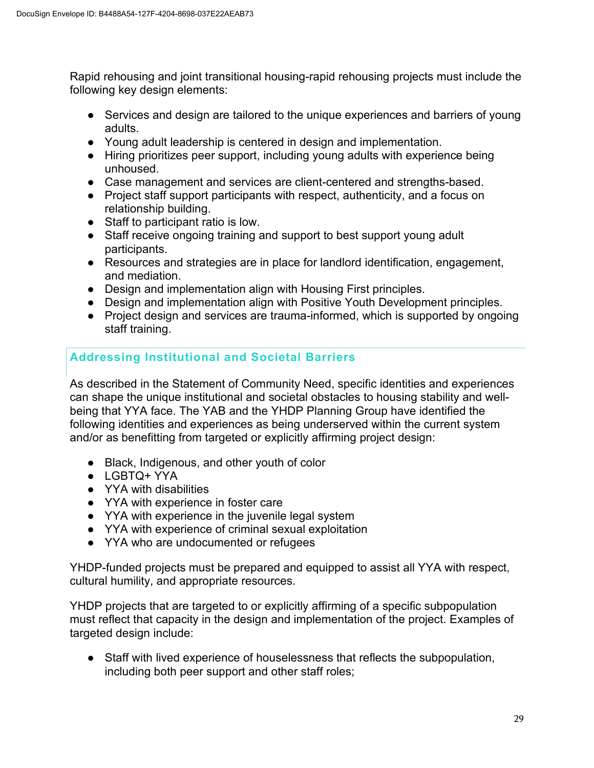Rapid rehousing and joint transitional housing-rapid rehousing projects must include the following key design elements:

- Services and design are tailored to the unique experiences and barriers of young adults.
- Young adult leadership is centered in design and implementation.
- Hiring prioritizes peer support, including young adults with experience being unhoused.
- Case management and services are client-centered and strengths-based.
- Project staff support participants with respect, authenticity, and a focus on relationship building.
- Staff to participant ratio is low.
- Staff receive ongoing training and support to best support young adult participants.
- Resources and strategies are in place for landlord identification, engagement, and mediation.
- Design and implementation align with Housing First principles.
- Design and implementation align with Positive Youth Development principles.
- Project design and services are trauma-informed, which is supported by ongoing staff training.

## Addressing Institutional and Societal Barriers

As described in the Statement of Community Need, specific identities and experiences can shape the unique institutional and societal obstacles to housing stability and well-being that YYA face. The YAB and the YHDP Planning Group have identified the following identities and experiences as being underserved within the current system and/or as benefitting from targeted or explicitly affirming project design:

- Black, Indigenous, and other youth of color
- LGBTQ+ YYA
- YYA with disabilities
- YYA with experience in foster care
- YYA with experience in the juvenile legal system
- YYA with experience of criminal sexual exploitation
- YYA who are undocumented or refugees

YHDP-funded projects must be prepared and equipped to assist all YYA with respect, cultural humility, and appropriate resources.

YHDP projects that are targeted to or explicitly affirming of a specific subpopulation must reflect that capacity in the design and implementation of the project. Examples of targeted design include:

- Staff with lived experience of houselessness that reflects the subpopulation, including both peer support and other staff roles;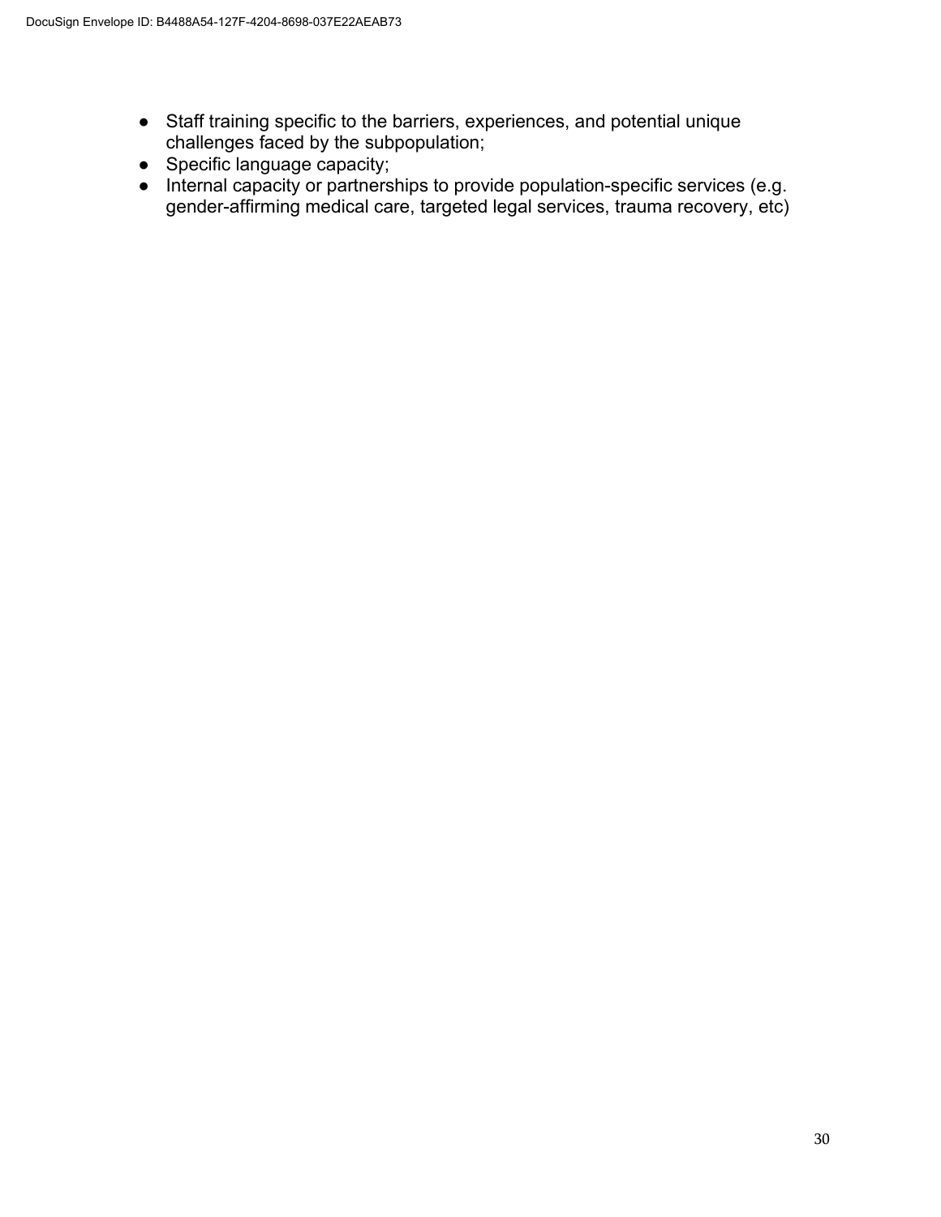- Staff training specific to the barriers, experiences, and potential unique challenges faced by the subpopulation;
- Specific language capacity;
- Internal capacity or partnerships to provide population-specific services (e.g. gender-affirming medical care, targeted legal services, trauma recovery, etc)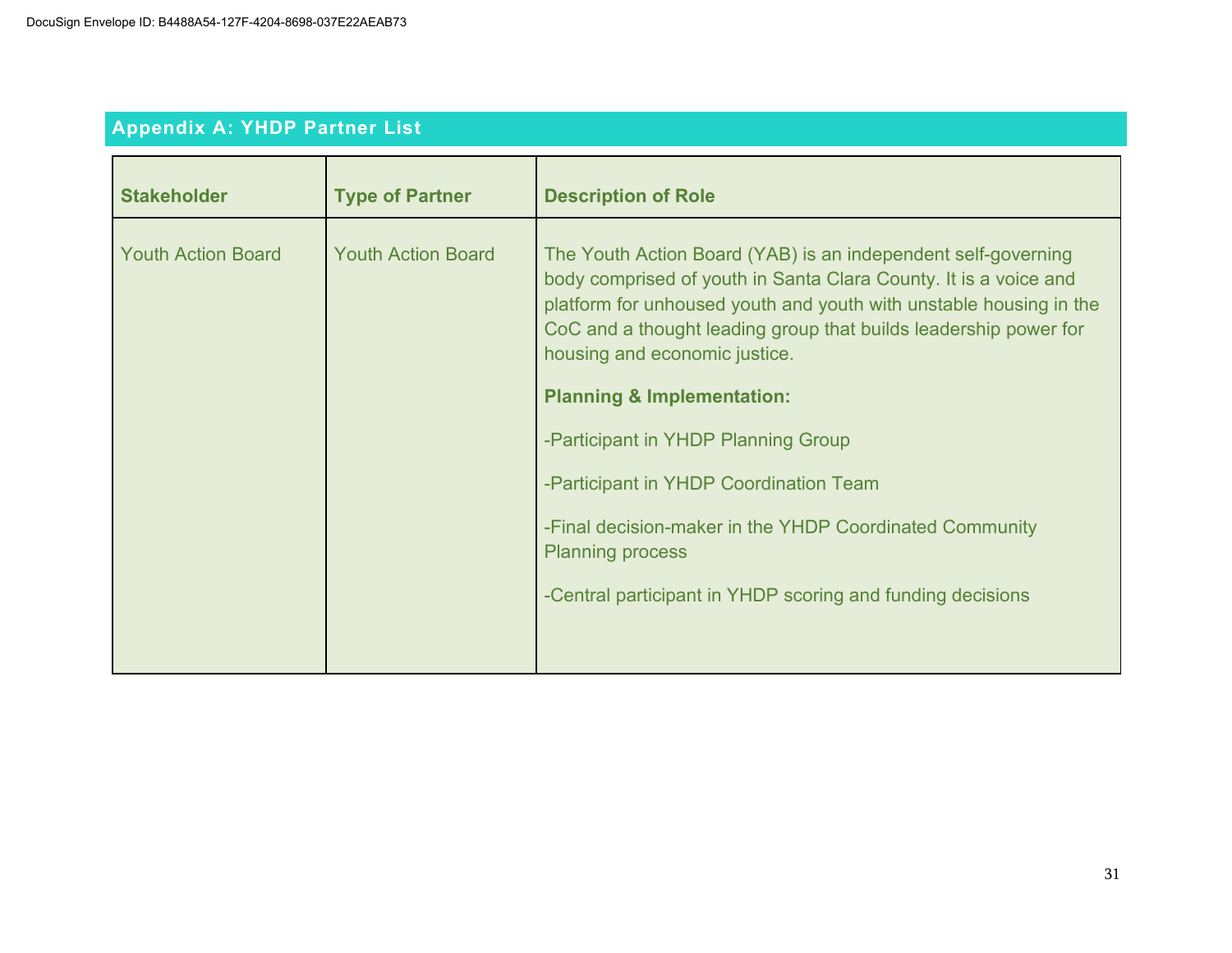## Appendix A: YHDP Partner List

| Stakeholder | Type of Partner | Description of Role |
|---|---|---|
| Youth Action Board | Youth Action Board | The Youth Action Board (YAB) is an independent self-governing body comprised of youth in Santa Clara County. It is a voice and platform for unhoused youth and youth with unstable housing in the CoC and a thought leading group that builds leadership power for housing and economic justice.<br><br>**Planning & Implementation:**<br><br>-Participant in YHDP Planning Group<br><br>-Participant in YHDP Coordination Team<br><br>-Final decision-maker in the YHDP Coordinated Community Planning process<br><br>-Central participant in YHDP scoring and funding decisions |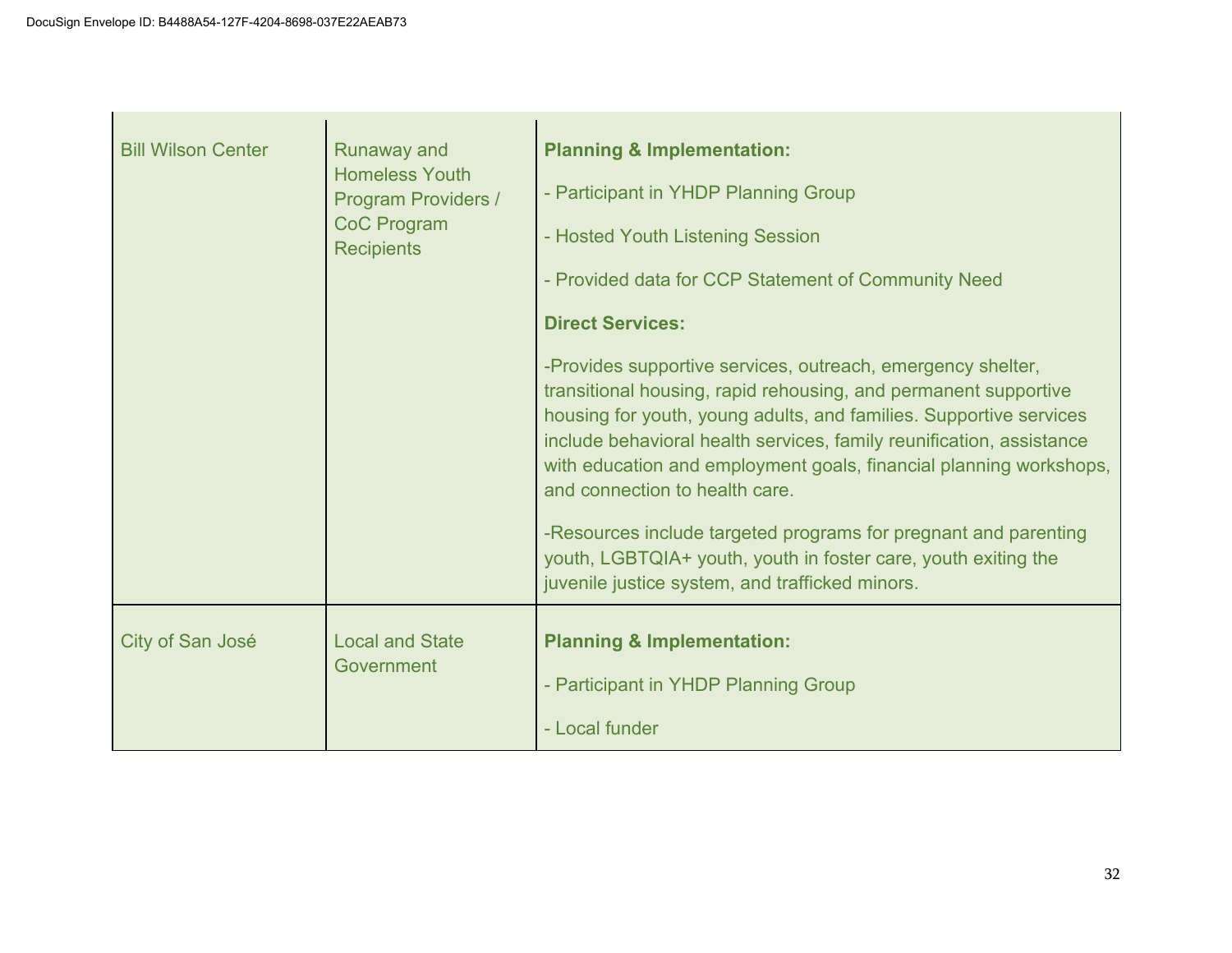| | | |
|---|---|---|
| Bill Wilson Center | Runaway and Homeless Youth Program Providers / CoC Program Recipients | **Planning & Implementation:**<br>- Participant in YHDP Planning Group<br>- Hosted Youth Listening Session<br>- Provided data for CCP Statement of Community Need<br>**Direct Services:**<br>-Provides supportive services, outreach, emergency shelter, transitional housing, rapid rehousing, and permanent supportive housing for youth, young adults, and families. Supportive services include behavioral health services, family reunification, assistance with education and employment goals, financial planning workshops, and connection to health care.<br>-Resources include targeted programs for pregnant and parenting youth, LGBTQIA+ youth, youth in foster care, youth exiting the juvenile justice system, and trafficked minors. |
| City of San José | Local and State Government | **Planning & Implementation:**<br>- Participant in YHDP Planning Group<br>- Local funder |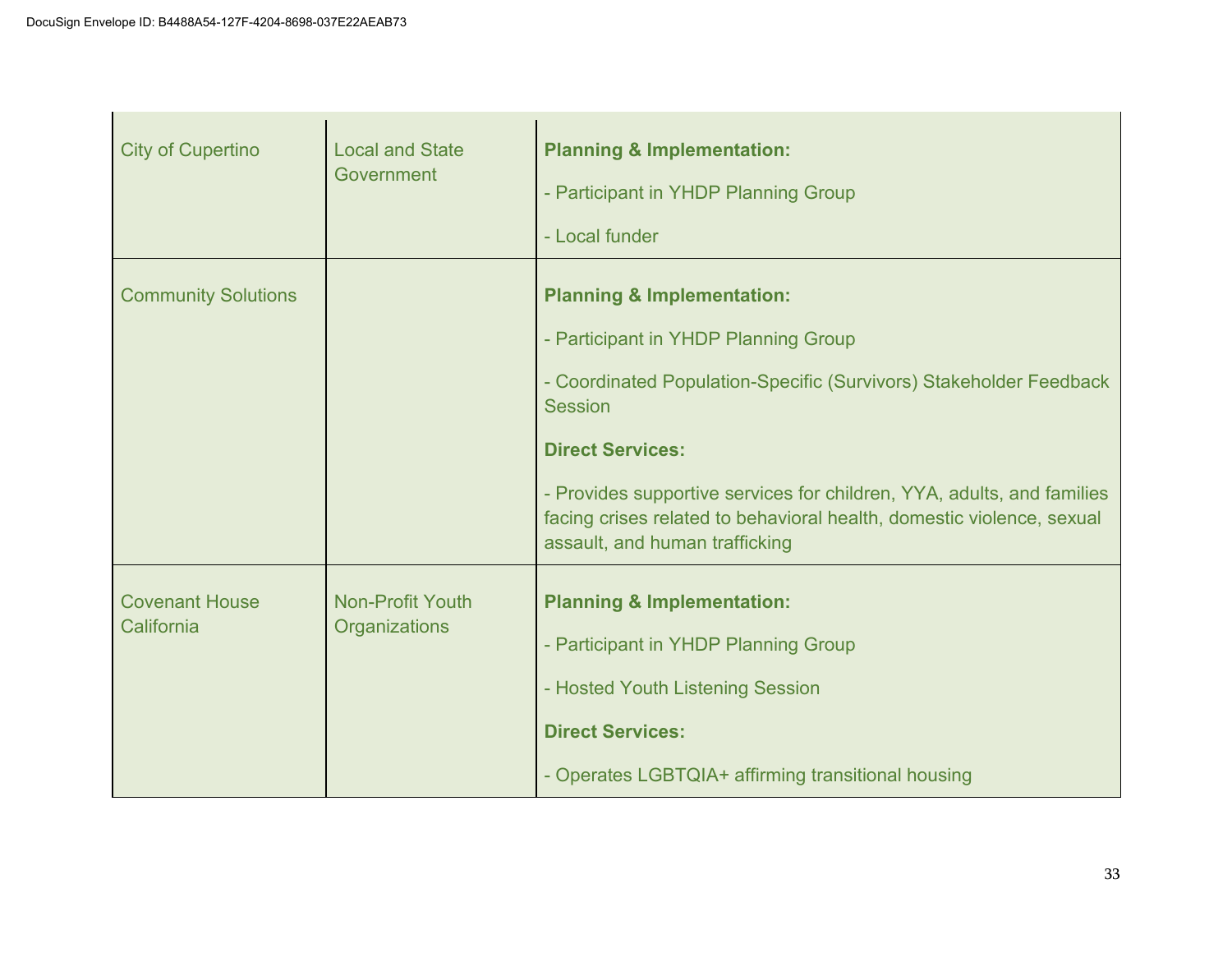| | | |
|---|---|---|
| City of Cupertino | Local and State Government | **Planning & Implementation:**<br>- Participant in YHDP Planning Group<br>- Local funder |
| Community Solutions | | **Planning & Implementation:**<br>- Participant in YHDP Planning Group<br>- Coordinated Population-Specific (Survivors) Stakeholder Feedback Session<br>**Direct Services:**<br>- Provides supportive services for children, YYA, adults, and families facing crises related to behavioral health, domestic violence, sexual assault, and human trafficking |
| Covenant House California | Non-Profit Youth Organizations | **Planning & Implementation:**<br>- Participant in YHDP Planning Group<br>- Hosted Youth Listening Session<br>**Direct Services:**<br>- Operates LGBTQIA+ affirming transitional housing |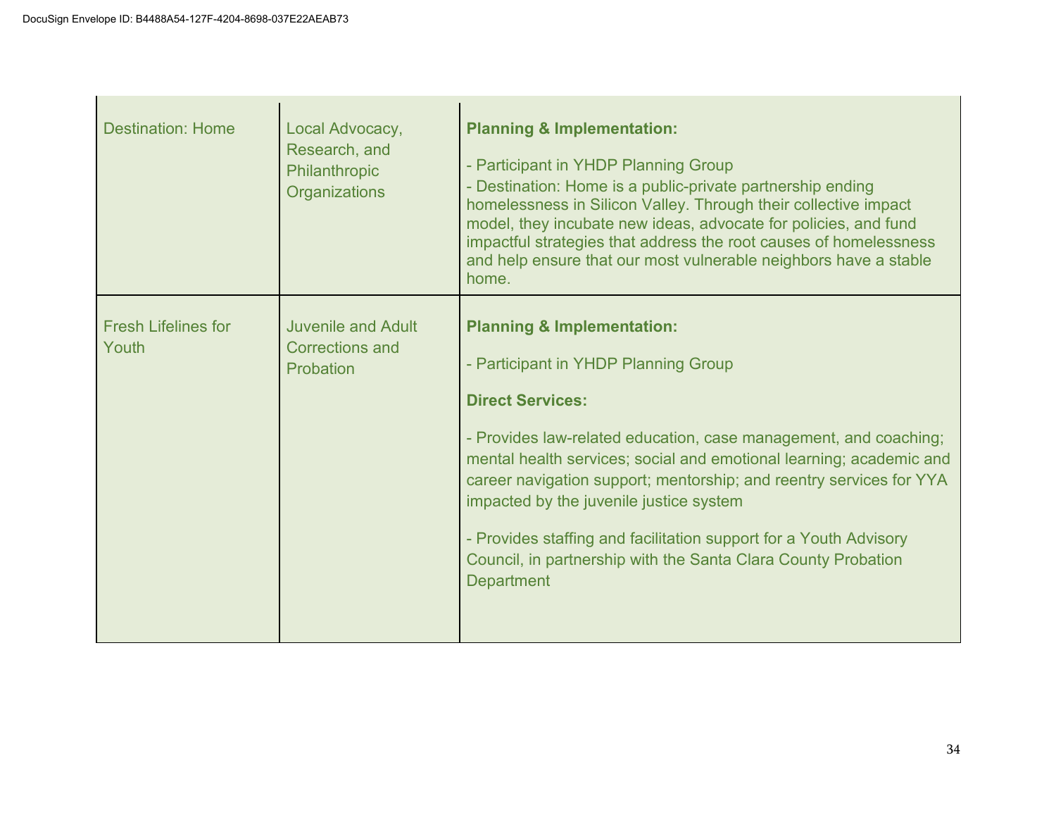| | | |
|---|---|---|
| Destination: Home | Local Advocacy, Research, and Philanthropic Organizations | **Planning & Implementation:**<br><br>- Participant in YHDP Planning Group<br>- Destination: Home is a public-private partnership ending homelessness in Silicon Valley. Through their collective impact model, they incubate new ideas, advocate for policies, and fund impactful strategies that address the root causes of homelessness and help ensure that our most vulnerable neighbors have a stable home. |
| Fresh Lifelines for Youth | Juvenile and Adult Corrections and Probation | **Planning & Implementation:**<br><br>- Participant in YHDP Planning Group<br><br>**Direct Services:**<br><br>- Provides law-related education, case management, and coaching; mental health services; social and emotional learning; academic and career navigation support; mentorship; and reentry services for YYA impacted by the juvenile justice system<br><br>- Provides staffing and facilitation support for a Youth Advisory Council, in partnership with the Santa Clara County Probation Department |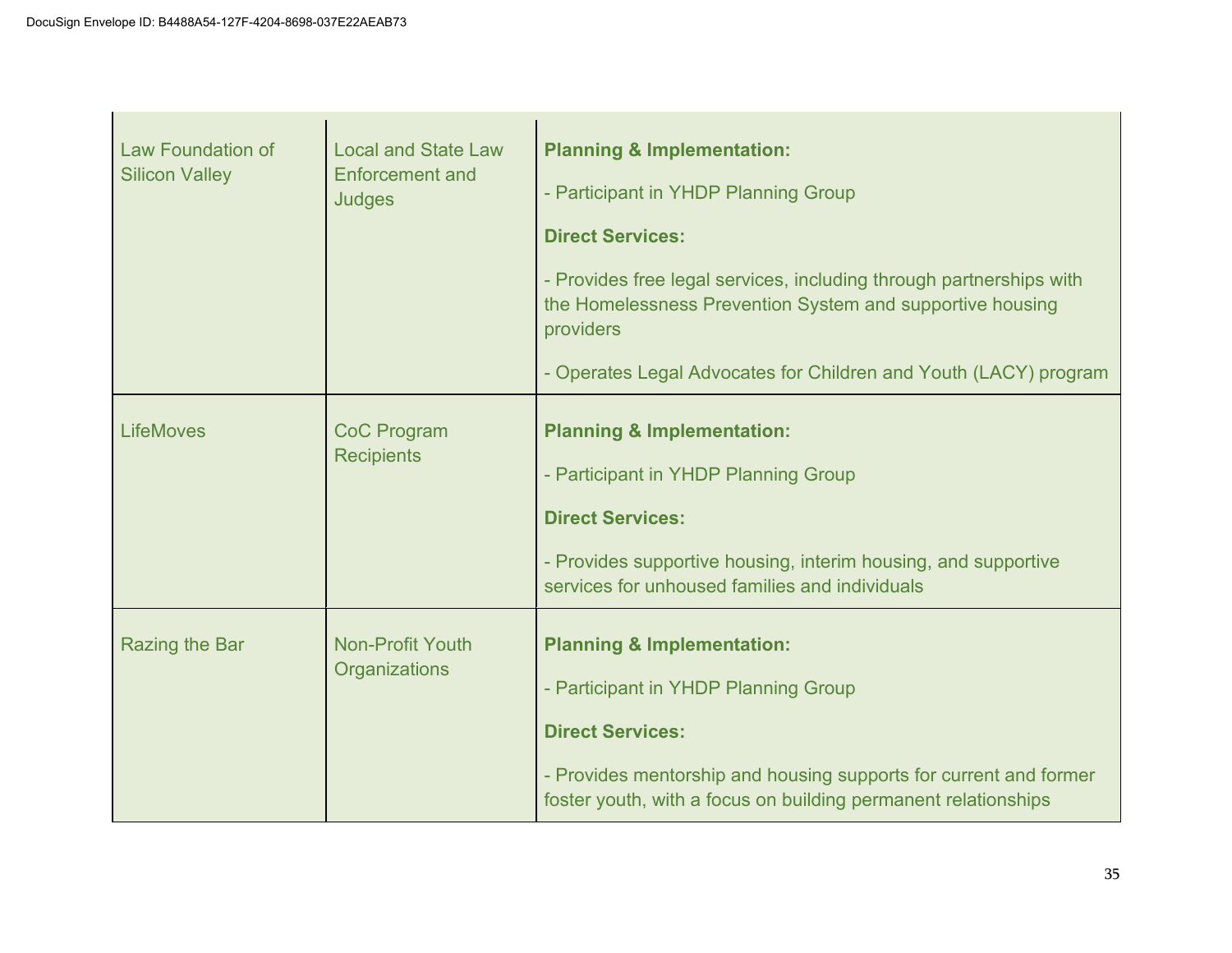| | | |
|---|---|---|
| Law Foundation of Silicon Valley | Local and State Law Enforcement and Judges | **Planning & Implementation:**<br><br>- Participant in YHDP Planning Group<br><br>**Direct Services:**<br><br>- Provides free legal services, including through partnerships with the Homelessness Prevention System and supportive housing providers<br><br>- Operates Legal Advocates for Children and Youth (LACY) program |
| LifeMoves | CoC Program Recipients | **Planning & Implementation:**<br><br>- Participant in YHDP Planning Group<br><br>**Direct Services:**<br><br>- Provides supportive housing, interim housing, and supportive services for unhoused families and individuals |
| Razing the Bar | Non-Profit Youth Organizations | **Planning & Implementation:**<br><br>- Participant in YHDP Planning Group<br><br>**Direct Services:**<br><br>- Provides mentorship and housing supports for current and former foster youth, with a focus on building permanent relationships |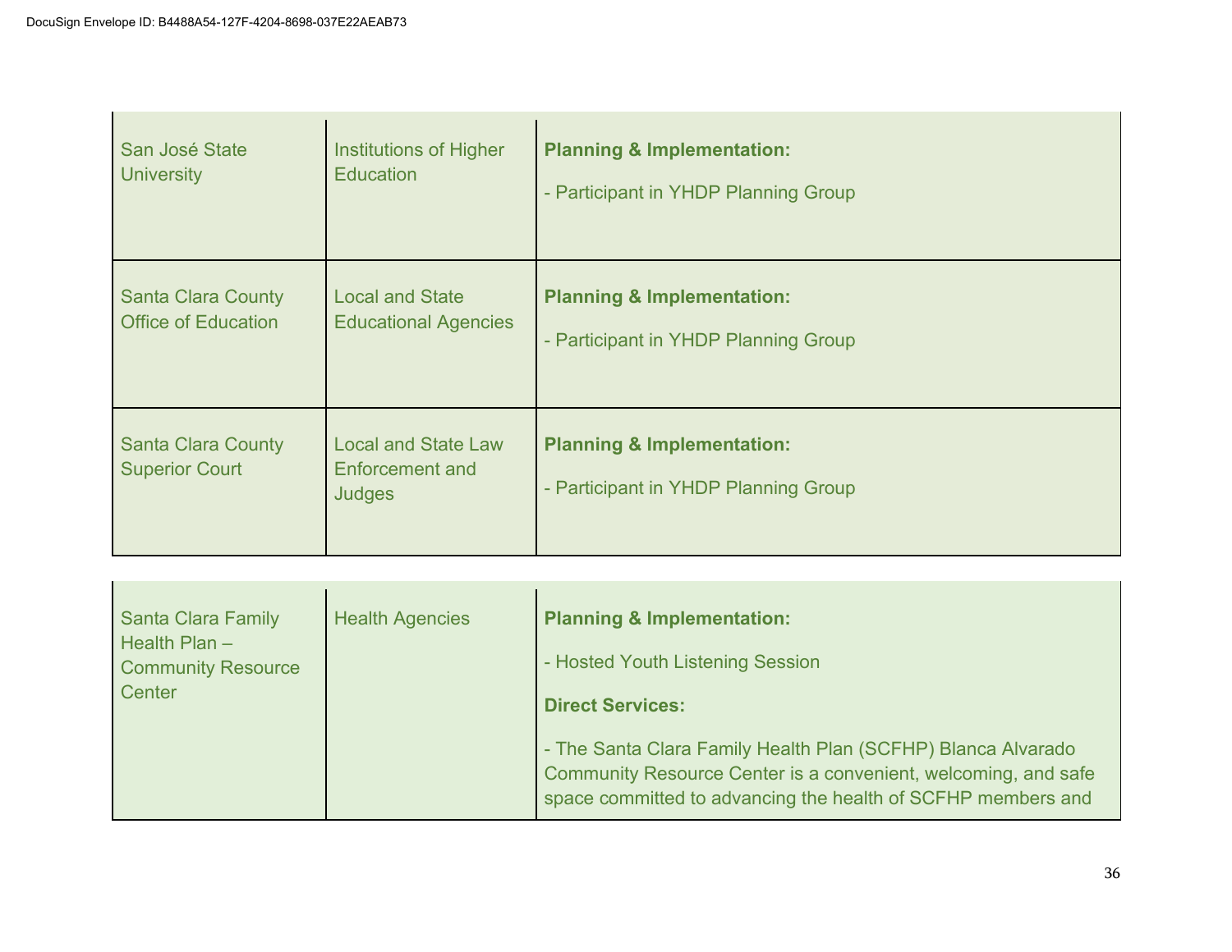| | | |
|---|---|---|
| San José State University | Institutions of Higher Education | **Planning & Implementation:**<br><br>- Participant in YHDP Planning Group |
| Santa Clara County Office of Education | Local and State Educational Agencies | **Planning & Implementation:**<br><br>- Participant in YHDP Planning Group |
| Santa Clara County Superior Court | Local and State Law Enforcement and Judges | **Planning & Implementation:**<br><br>- Participant in YHDP Planning Group |
| Santa Clara Family Health Plan – Community Resource Center | Health Agencies | **Planning & Implementation:**<br><br>- Hosted Youth Listening Session<br><br>**Direct Services:**<br><br>- The Santa Clara Family Health Plan (SCFHP) Blanca Alvarado Community Resource Center is a convenient, welcoming, and safe space committed to advancing the health of SCFHP members and |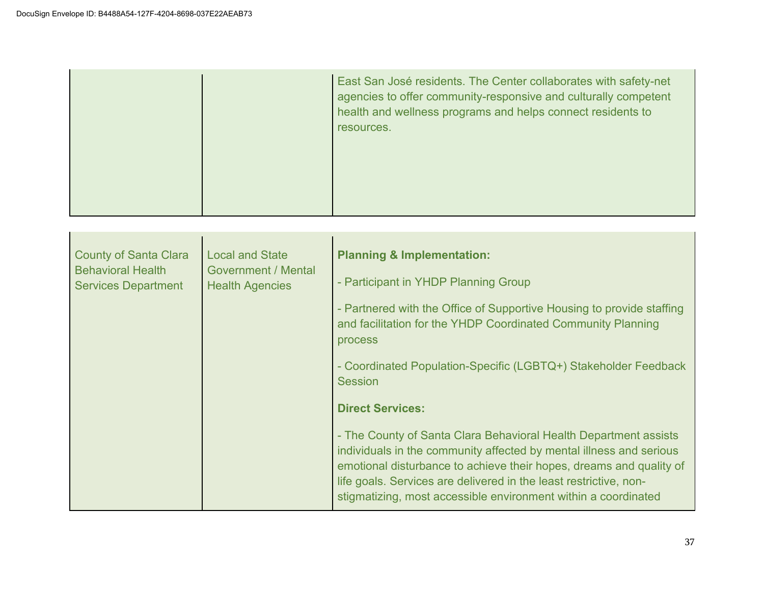| | | |
|---|---|---|
| | | East San José residents. The Center collaborates with safety-net agencies to offer community-responsive and culturally competent health and wellness programs and helps connect residents to resources. |

| | | |
|---|---|---|
| County of Santa Clara Behavioral Health Services Department | Local and State Government / Mental Health Agencies | **Planning & Implementation:**<br><br>- Participant in YHDP Planning Group<br><br>- Partnered with the Office of Supportive Housing to provide staffing and facilitation for the YHDP Coordinated Community Planning process<br><br>- Coordinated Population-Specific (LGBTQ+) Stakeholder Feedback Session<br><br>**Direct Services:**<br><br>- The County of Santa Clara Behavioral Health Department assists individuals in the community affected by mental illness and serious emotional disturbance to achieve their hopes, dreams and quality of life goals. Services are delivered in the least restrictive, non-stigmatizing, most accessible environment within a coordinated |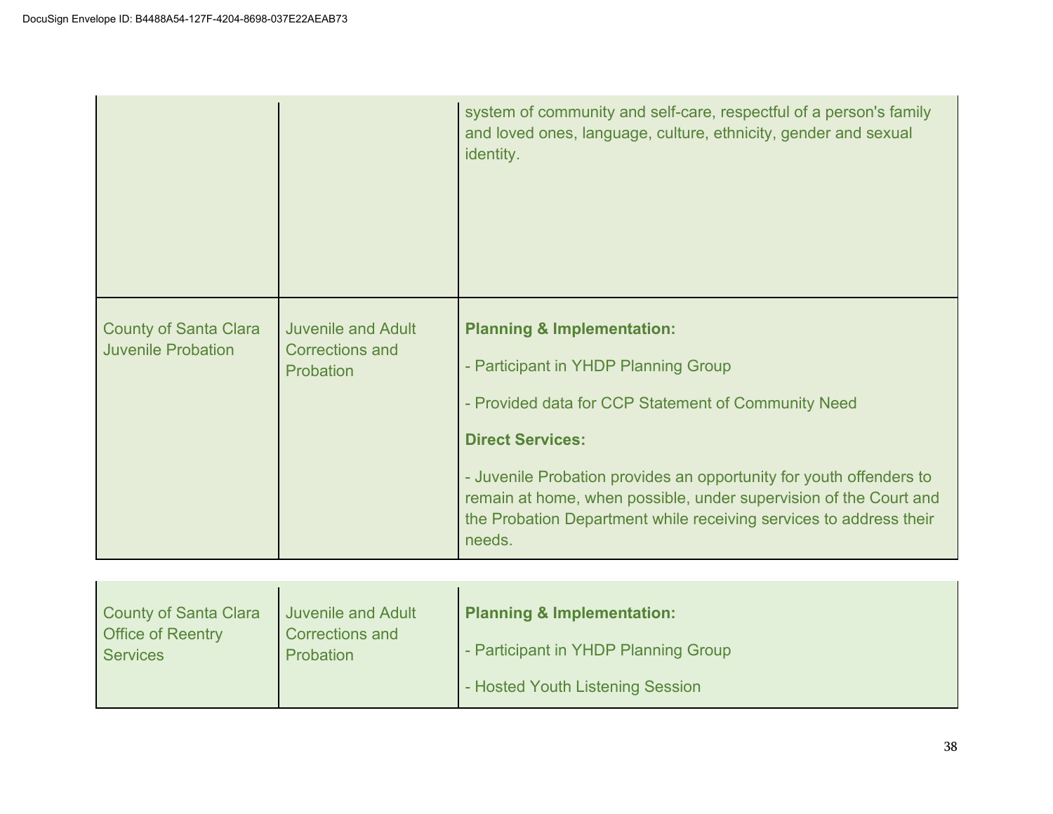| | | |
|---|---|---|
| | | system of community and self-care, respectful of a person's family and loved ones, language, culture, ethnicity, gender and sexual identity. |
| County of Santa Clara Juvenile Probation | Juvenile and Adult Corrections and Probation | **Planning & Implementation:**<br><br>- Participant in YHDP Planning Group<br><br>- Provided data for CCP Statement of Community Need<br><br>**Direct Services:**<br><br>- Juvenile Probation provides an opportunity for youth offenders to remain at home, when possible, under supervision of the Court and the Probation Department while receiving services to address their needs. |
| County of Santa Clara Office of Reentry Services | Juvenile and Adult Corrections and Probation | **Planning & Implementation:**<br><br>- Participant in YHDP Planning Group<br><br>- Hosted Youth Listening Session |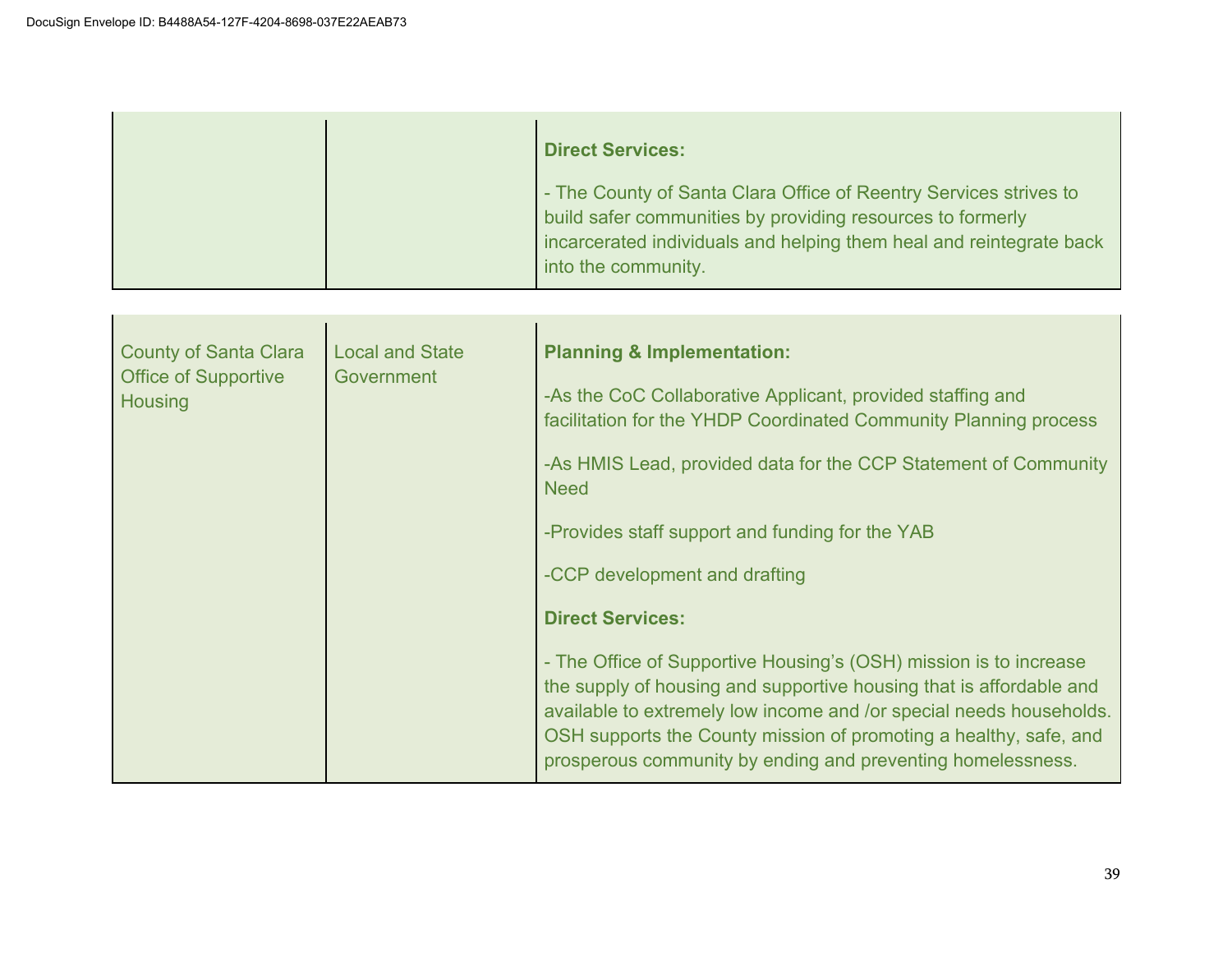| | | |
|---|---|---|
| | | **Direct Services:**<br><br>- The County of Santa Clara Office of Reentry Services strives to build safer communities by providing resources to formerly incarcerated individuals and helping them heal and reintegrate back into the community. |

| | | |
|---|---|---|
| County of Santa Clara Office of Supportive Housing | Local and State Government | **Planning & Implementation:**<br><br>-As the CoC Collaborative Applicant, provided staffing and facilitation for the YHDP Coordinated Community Planning process<br><br>-As HMIS Lead, provided data for the CCP Statement of Community Need<br><br>-Provides staff support and funding for the YAB<br><br>-CCP development and drafting<br><br>**Direct Services:**<br><br>- The Office of Supportive Housing's (OSH) mission is to increase the supply of housing and supportive housing that is affordable and available to extremely low income and /or special needs households. OSH supports the County mission of promoting a healthy, safe, and prosperous community by ending and preventing homelessness. |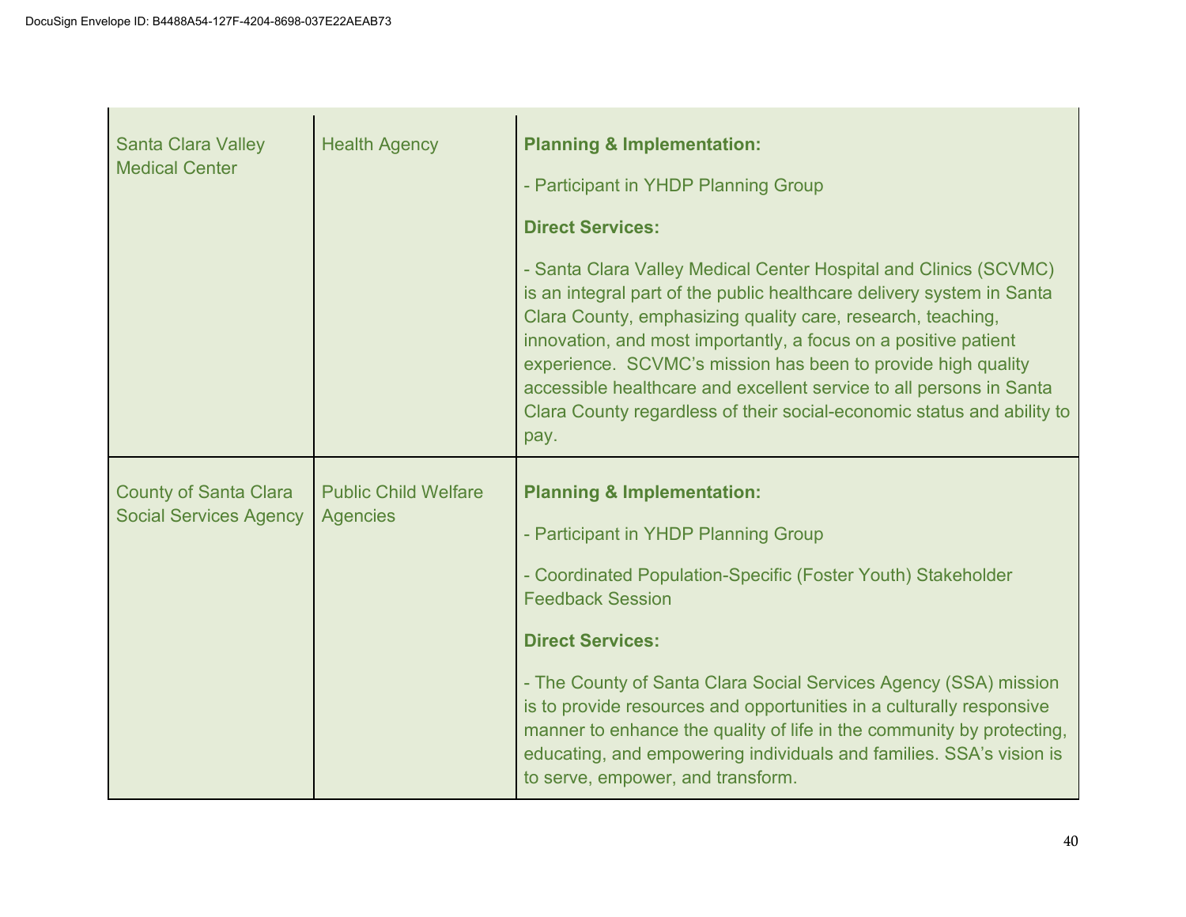| | | |
|---|---|---|
| Santa Clara Valley Medical Center | Health Agency | **Planning & Implementation:**<br><br>- Participant in YHDP Planning Group<br><br>**Direct Services:**<br><br>- Santa Clara Valley Medical Center Hospital and Clinics (SCVMC) is an integral part of the public healthcare delivery system in Santa Clara County, emphasizing quality care, research, teaching, innovation, and most importantly, a focus on a positive patient experience. SCVMC's mission has been to provide high quality accessible healthcare and excellent service to all persons in Santa Clara County regardless of their social-economic status and ability to pay. |
| County of Santa Clara Social Services Agency | Public Child Welfare Agencies | **Planning & Implementation:**<br><br>- Participant in YHDP Planning Group<br><br>- Coordinated Population-Specific (Foster Youth) Stakeholder Feedback Session<br><br>**Direct Services:**<br><br>- The County of Santa Clara Social Services Agency (SSA) mission is to provide resources and opportunities in a culturally responsive manner to enhance the quality of life in the community by protecting, educating, and empowering individuals and families. SSA's vision is to serve, empower, and transform. |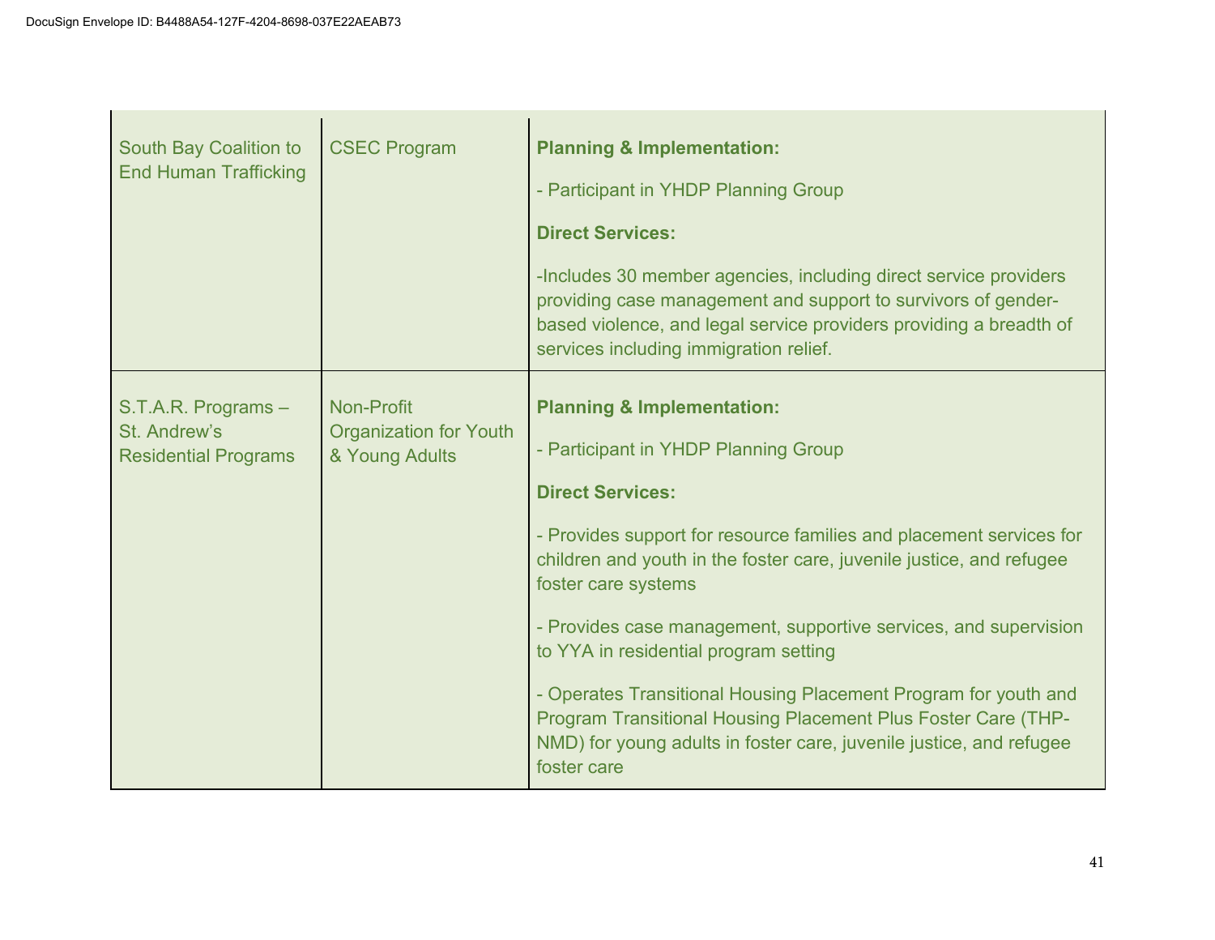| | | |
|---|---|---|
| South Bay Coalition to End Human Trafficking | CSEC Program | **Planning & Implementation:**<br><br>- Participant in YHDP Planning Group<br><br>**Direct Services:**<br><br>-Includes 30 member agencies, including direct service providers providing case management and support to survivors of gender-based violence, and legal service providers providing a breadth of services including immigration relief. |
| S.T.A.R. Programs – St. Andrew's Residential Programs | Non-Profit Organization for Youth & Young Adults | **Planning & Implementation:**<br><br>- Participant in YHDP Planning Group<br><br>**Direct Services:**<br><br>- Provides support for resource families and placement services for children and youth in the foster care, juvenile justice, and refugee foster care systems<br><br>- Provides case management, supportive services, and supervision to YYA in residential program setting<br><br>- Operates Transitional Housing Placement Program for youth and Program Transitional Housing Placement Plus Foster Care (THP-NMD) for young adults in foster care, juvenile justice, and refugee foster care |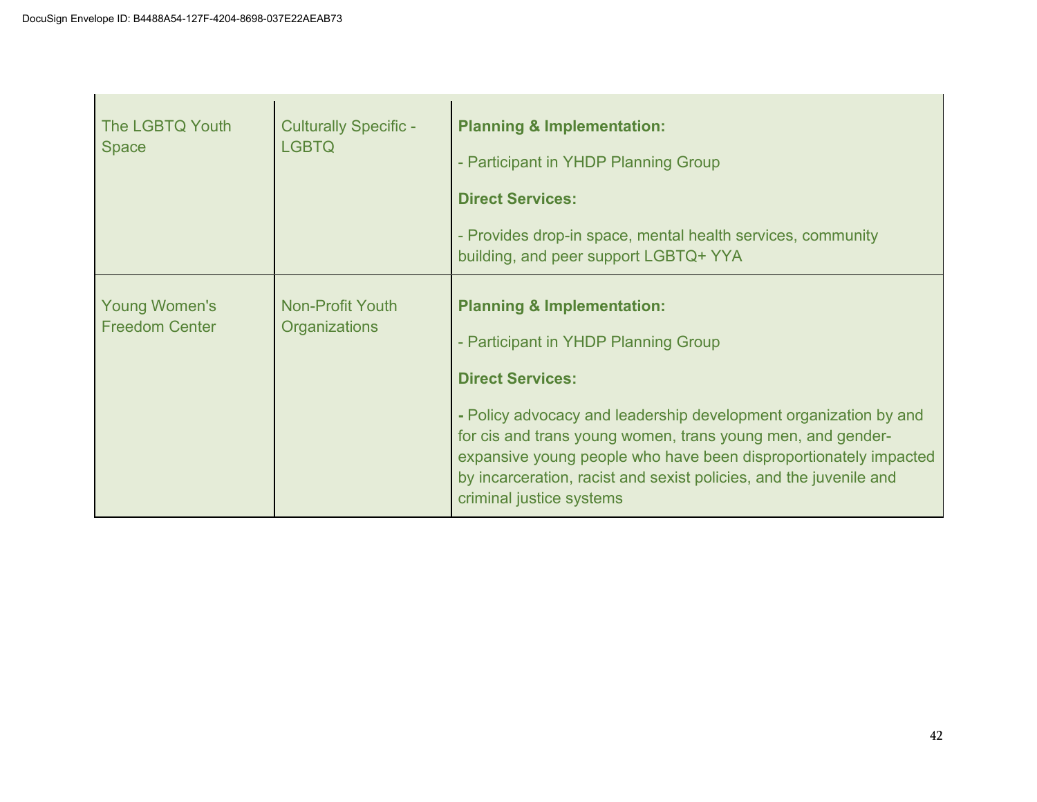| | | |
|---|---|---|
| The LGBTQ Youth Space | Culturally Specific - LGBTQ | **Planning & Implementation:**<br><br>- Participant in YHDP Planning Group<br><br>**Direct Services:**<br><br>- Provides drop-in space, mental health services, community building, and peer support LGBTQ+ YYA |
| Young Women's Freedom Center | Non-Profit Youth Organizations | **Planning & Implementation:**<br><br>- Participant in YHDP Planning Group<br><br>**Direct Services:**<br><br>**-** Policy advocacy and leadership development organization by and for cis and trans young women, trans young men, and gender-expansive young people who have been disproportionately impacted by incarceration, racist and sexist policies, and the juvenile and criminal justice systems |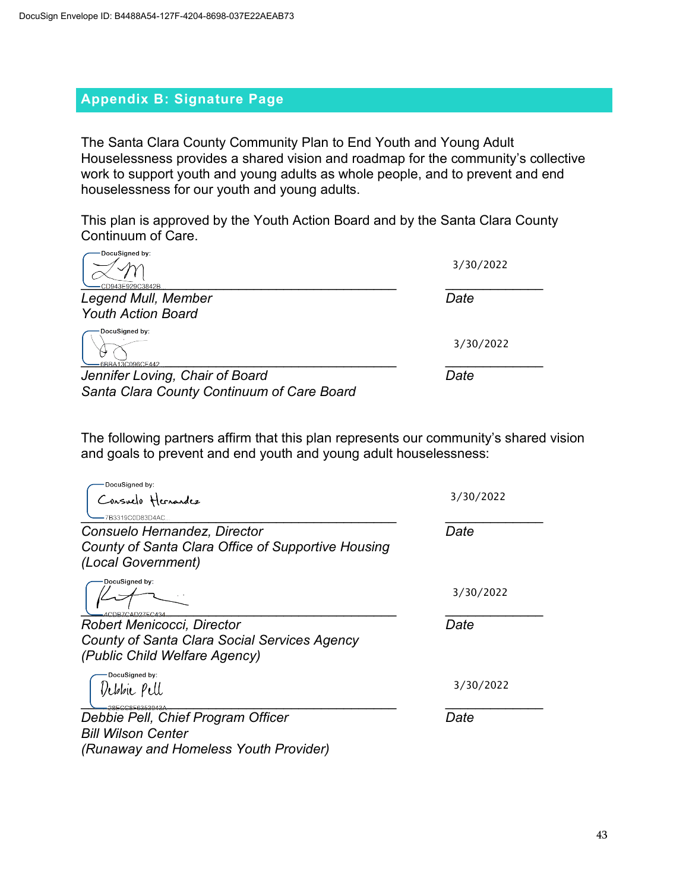## Appendix B: Signature Page

The Santa Clara County Community Plan to End Youth and Young Adult Houselessness provides a shared vision and roadmap for the community's collective work to support youth and young adults as whole people, and to prevent and end houselessness for our youth and young adults.

This plan is approved by the Youth Action Board and by the Santa Clara County Continuum of Care.

DocuSigned by:
CD943E929C3842B

3/30/2022

*Legend Mull, Member*
*Youth Action Board*

*Date*

DocuSigned by:
6BBA13C096CE442

3/30/2022

*Jennifer Loving, Chair of Board*
*Santa Clara County Continuum of Care Board*

*Date*

The following partners affirm that this plan represents our community's shared vision and goals to prevent and end youth and young adult houselessness:

DocuSigned by:
Consuelo Hernandez
7B3319C0D83D4AC...

3/30/2022

*Consuelo Hernandez, Director*
*County of Santa Clara Office of Supportive Housing*
*(Local Government)*

*Date*

DocuSigned by:
4CDB7CAD27EC434...

3/30/2022

*Robert Menicocci, Director*
*County of Santa Clara Social Services Agency*
*(Public Child Welfare Agency)*

*Date*

DocuSigned by:
Debbie Pell
28ECC85635394 3A

3/30/2022

*Debbie Pell, Chief Program Officer*
*Bill Wilson Center*
*(Runaway and Homeless Youth Provider)*

*Date*